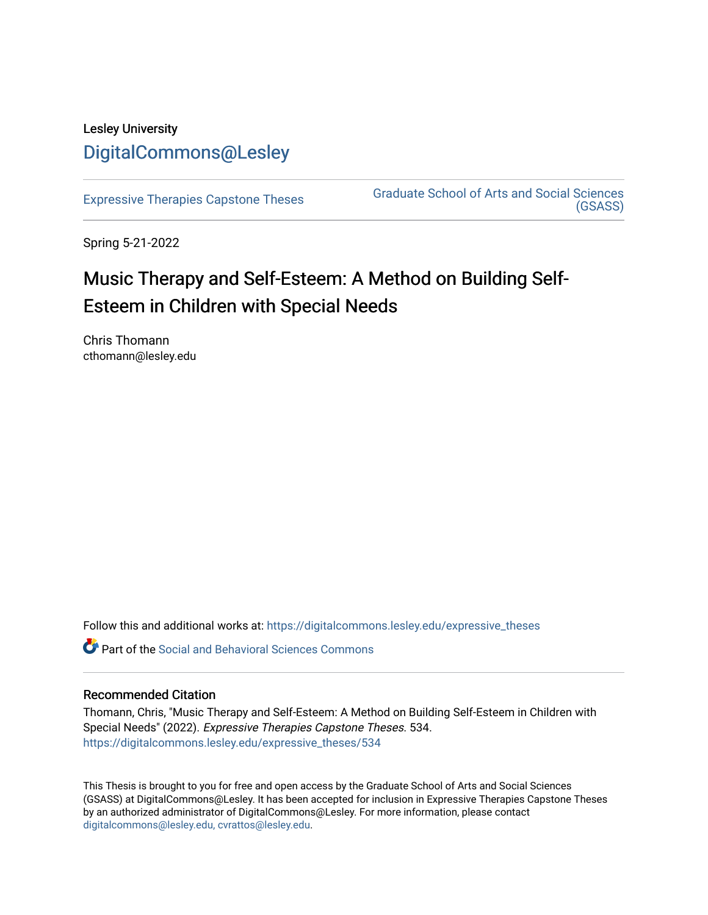Lesley University

DigitalCommons@Lesley

Expressive Therapies Capstone Theses

Graduate School of Arts and Social Sciences (GSASS)

Spring 5-21-2022

# Music Therapy and Self-Esteem: A Method on Building Self-Esteem in Children with Special Needs

Chris Thomann
cthomann@lesley.edu

Follow this and additional works at: https://digitalcommons.lesley.edu/expressive_theses

Part of the Social and Behavioral Sciences Commons

## Recommended Citation

Thomann, Chris, "Music Therapy and Self-Esteem: A Method on Building Self-Esteem in Children with Special Needs" (2022). *Expressive Therapies Capstone Theses*. 534.
https://digitalcommons.lesley.edu/expressive_theses/534

This Thesis is brought to you for free and open access by the Graduate School of Arts and Social Sciences (GSASS) at DigitalCommons@Lesley. It has been accepted for inclusion in Expressive Therapies Capstone Theses by an authorized administrator of DigitalCommons@Lesley. For more information, please contact digitalcommons@lesley.edu, cvrattos@lesley.edu.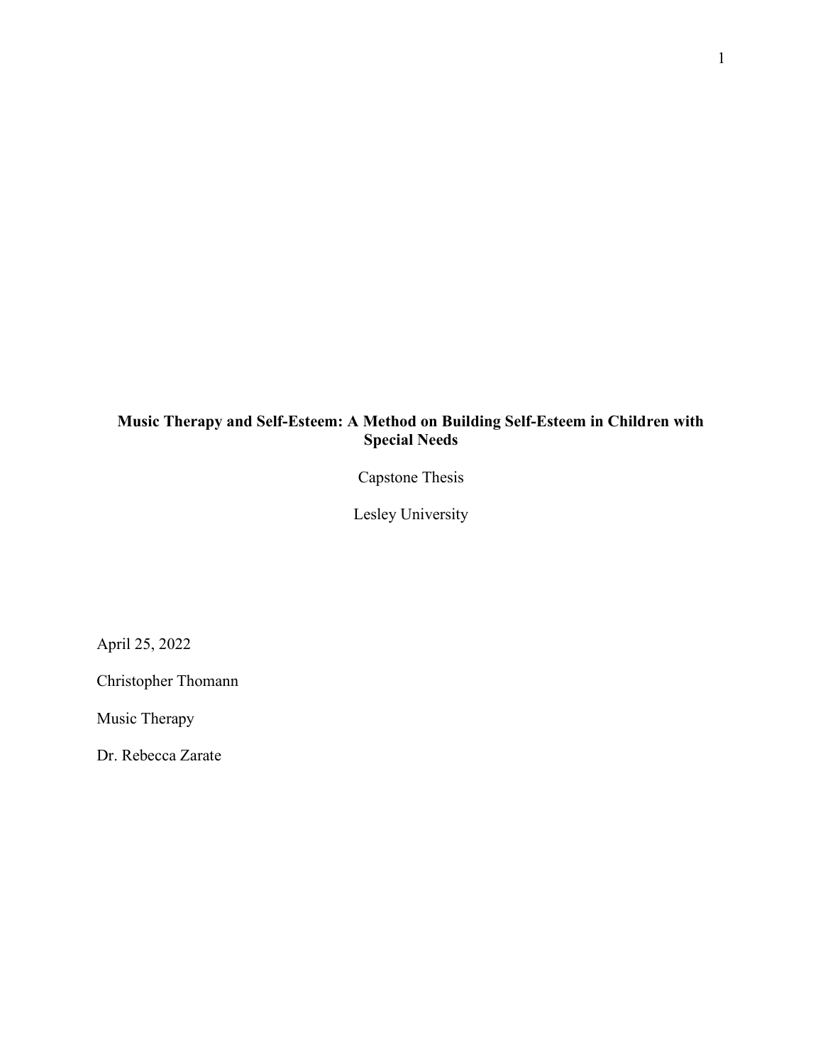**Music Therapy and Self-Esteem: A Method on Building Self-Esteem in Children with Special Needs**

Capstone Thesis

Lesley University

April 25, 2022

Christopher Thomann

Music Therapy

Dr. Rebecca Zarate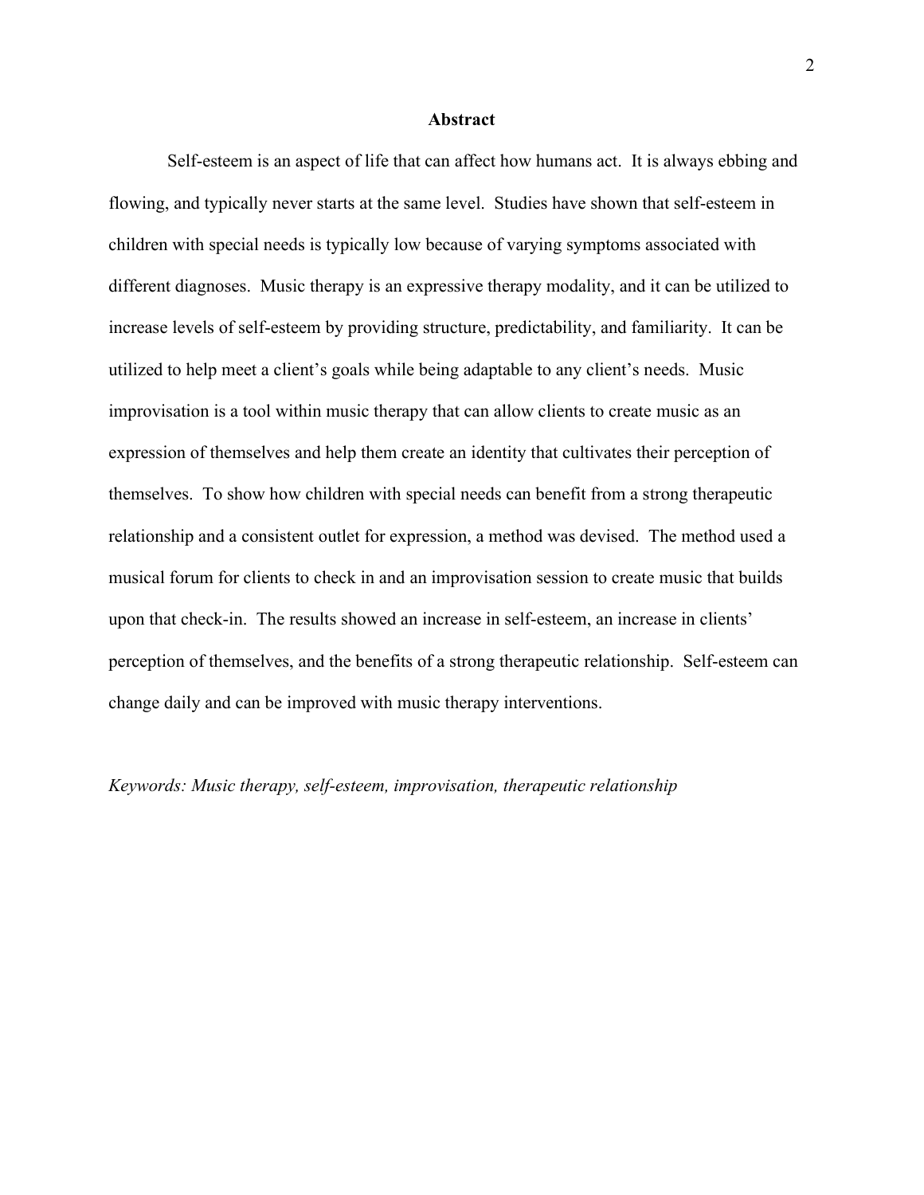## Abstract

Self-esteem is an aspect of life that can affect how humans act. It is always ebbing and flowing, and typically never starts at the same level. Studies have shown that self-esteem in children with special needs is typically low because of varying symptoms associated with different diagnoses. Music therapy is an expressive therapy modality, and it can be utilized to increase levels of self-esteem by providing structure, predictability, and familiarity. It can be utilized to help meet a client's goals while being adaptable to any client's needs. Music improvisation is a tool within music therapy that can allow clients to create music as an expression of themselves and help them create an identity that cultivates their perception of themselves. To show how children with special needs can benefit from a strong therapeutic relationship and a consistent outlet for expression, a method was devised. The method used a musical forum for clients to check in and an improvisation session to create music that builds upon that check-in. The results showed an increase in self-esteem, an increase in clients' perception of themselves, and the benefits of a strong therapeutic relationship. Self-esteem can change daily and can be improved with music therapy interventions.

*Keywords: Music therapy, self-esteem, improvisation, therapeutic relationship*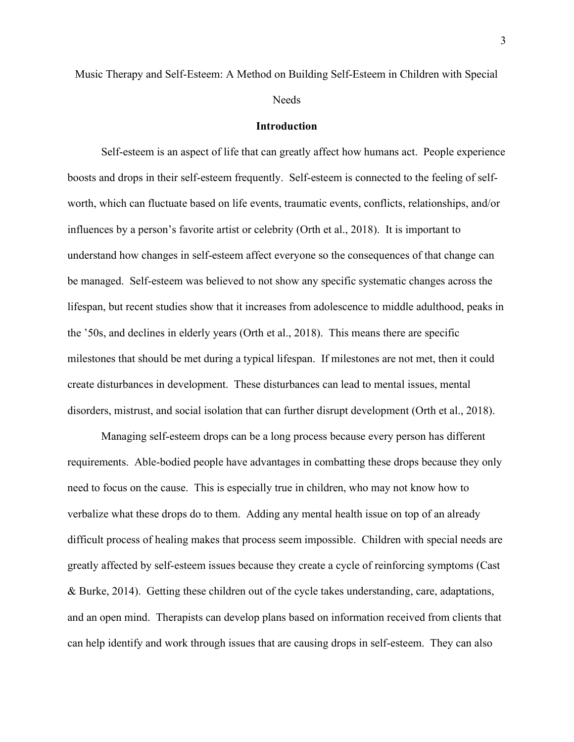Music Therapy and Self-Esteem: A Method on Building Self-Esteem in Children with Special Needs

## Introduction

Self-esteem is an aspect of life that can greatly affect how humans act. People experience boosts and drops in their self-esteem frequently. Self-esteem is connected to the feeling of self-worth, which can fluctuate based on life events, traumatic events, conflicts, relationships, and/or influences by a person's favorite artist or celebrity (Orth et al., 2018). It is important to understand how changes in self-esteem affect everyone so the consequences of that change can be managed. Self-esteem was believed to not show any specific systematic changes across the lifespan, but recent studies show that it increases from adolescence to middle adulthood, peaks in the '50s, and declines in elderly years (Orth et al., 2018). This means there are specific milestones that should be met during a typical lifespan. If milestones are not met, then it could create disturbances in development. These disturbances can lead to mental issues, mental disorders, mistrust, and social isolation that can further disrupt development (Orth et al., 2018).

Managing self-esteem drops can be a long process because every person has different requirements. Able-bodied people have advantages in combatting these drops because they only need to focus on the cause. This is especially true in children, who may not know how to verbalize what these drops do to them. Adding any mental health issue on top of an already difficult process of healing makes that process seem impossible. Children with special needs are greatly affected by self-esteem issues because they create a cycle of reinforcing symptoms (Cast & Burke, 2014). Getting these children out of the cycle takes understanding, care, adaptations, and an open mind. Therapists can develop plans based on information received from clients that can help identify and work through issues that are causing drops in self-esteem. They can also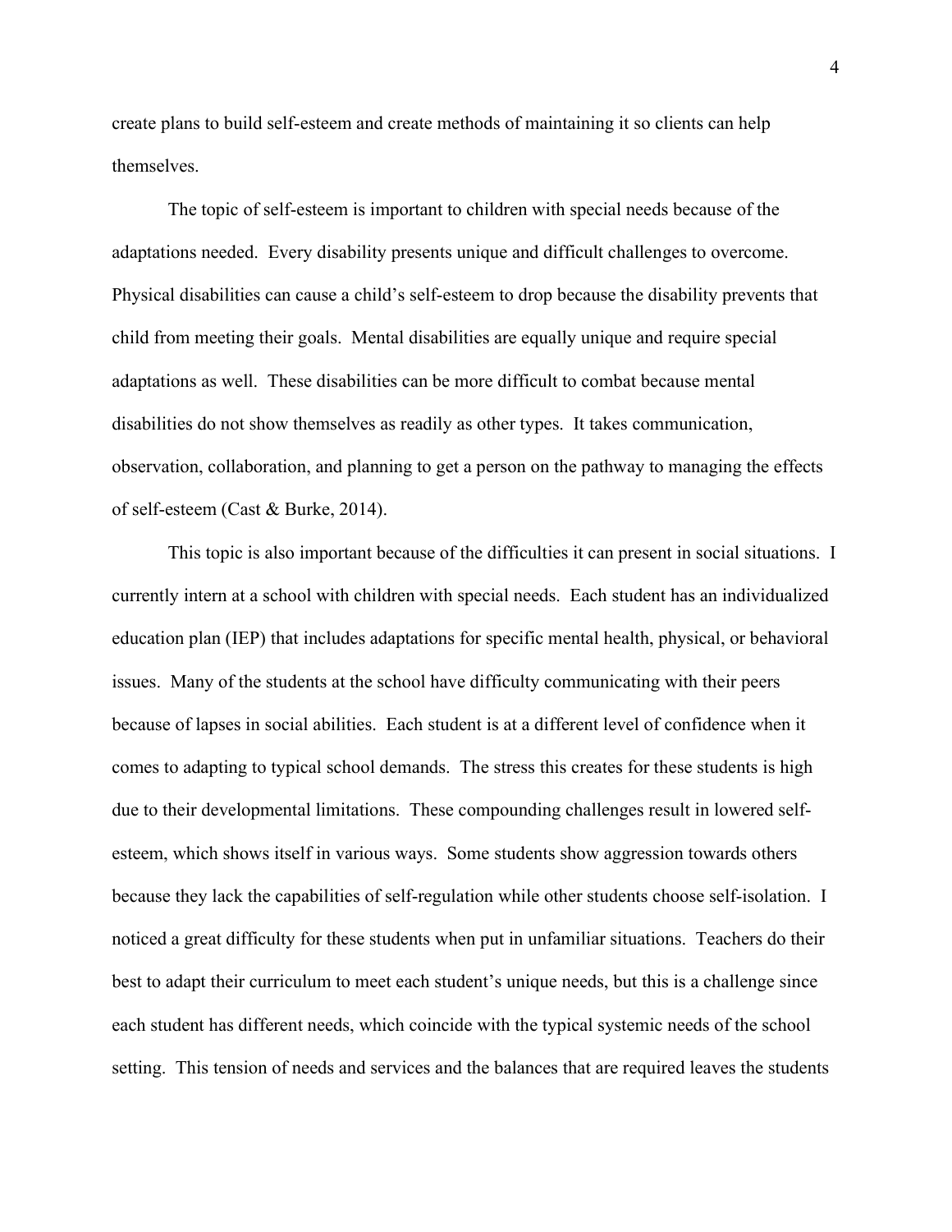create plans to build self-esteem and create methods of maintaining it so clients can help themselves.

The topic of self-esteem is important to children with special needs because of the adaptations needed. Every disability presents unique and difficult challenges to overcome. Physical disabilities can cause a child's self-esteem to drop because the disability prevents that child from meeting their goals. Mental disabilities are equally unique and require special adaptations as well. These disabilities can be more difficult to combat because mental disabilities do not show themselves as readily as other types. It takes communication, observation, collaboration, and planning to get a person on the pathway to managing the effects of self-esteem (Cast & Burke, 2014).

This topic is also important because of the difficulties it can present in social situations. I currently intern at a school with children with special needs. Each student has an individualized education plan (IEP) that includes adaptations for specific mental health, physical, or behavioral issues. Many of the students at the school have difficulty communicating with their peers because of lapses in social abilities. Each student is at a different level of confidence when it comes to adapting to typical school demands. The stress this creates for these students is high due to their developmental limitations. These compounding challenges result in lowered self-esteem, which shows itself in various ways. Some students show aggression towards others because they lack the capabilities of self-regulation while other students choose self-isolation. I noticed a great difficulty for these students when put in unfamiliar situations. Teachers do their best to adapt their curriculum to meet each student's unique needs, but this is a challenge since each student has different needs, which coincide with the typical systemic needs of the school setting. This tension of needs and services and the balances that are required leaves the students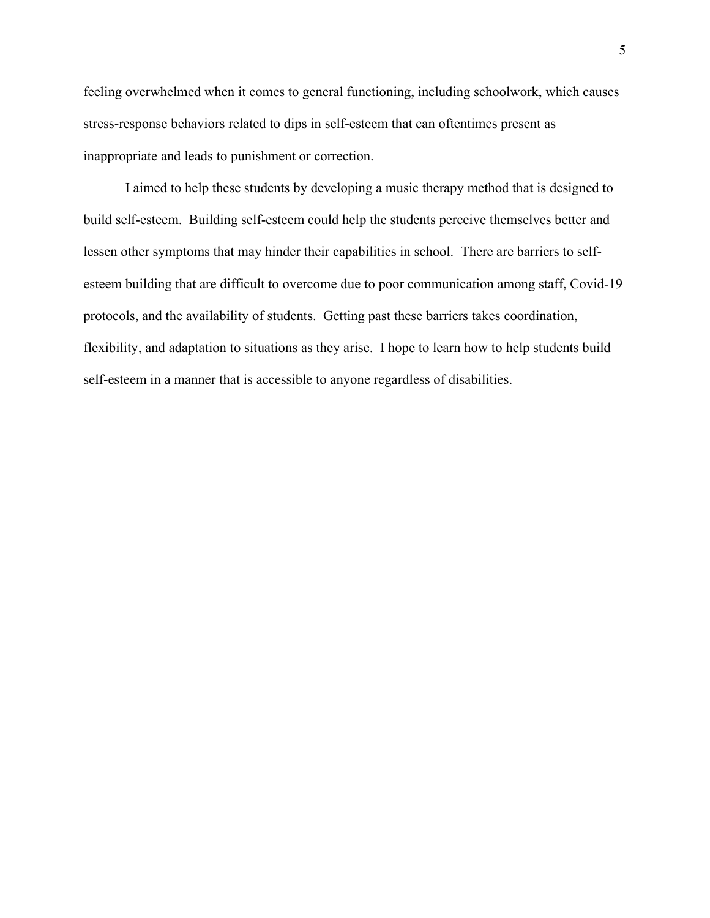feeling overwhelmed when it comes to general functioning, including schoolwork, which causes stress-response behaviors related to dips in self-esteem that can oftentimes present as inappropriate and leads to punishment or correction.

I aimed to help these students by developing a music therapy method that is designed to build self-esteem. Building self-esteem could help the students perceive themselves better and lessen other symptoms that may hinder their capabilities in school. There are barriers to self-esteem building that are difficult to overcome due to poor communication among staff, Covid-19 protocols, and the availability of students. Getting past these barriers takes coordination, flexibility, and adaptation to situations as they arise. I hope to learn how to help students build self-esteem in a manner that is accessible to anyone regardless of disabilities.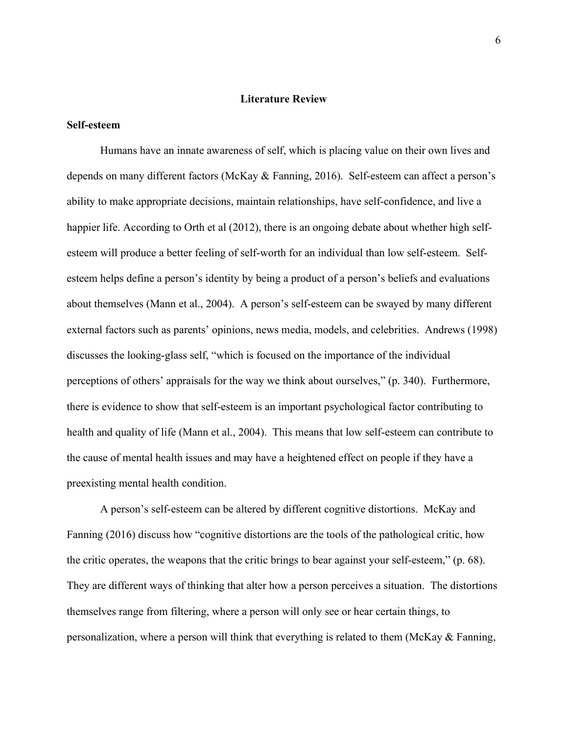# Literature Review

## Self-esteem

Humans have an innate awareness of self, which is placing value on their own lives and depends on many different factors (McKay & Fanning, 2016). Self-esteem can affect a person's ability to make appropriate decisions, maintain relationships, have self-confidence, and live a happier life. According to Orth et al (2012), there is an ongoing debate about whether high self-esteem will produce a better feeling of self-worth for an individual than low self-esteem. Self-esteem helps define a person's identity by being a product of a person's beliefs and evaluations about themselves (Mann et al., 2004). A person's self-esteem can be swayed by many different external factors such as parents' opinions, news media, models, and celebrities. Andrews (1998) discusses the looking-glass self, "which is focused on the importance of the individual perceptions of others' appraisals for the way we think about ourselves," (p. 340). Furthermore, there is evidence to show that self-esteem is an important psychological factor contributing to health and quality of life (Mann et al., 2004). This means that low self-esteem can contribute to the cause of mental health issues and may have a heightened effect on people if they have a preexisting mental health condition.

A person's self-esteem can be altered by different cognitive distortions. McKay and Fanning (2016) discuss how "cognitive distortions are the tools of the pathological critic, how the critic operates, the weapons that the critic brings to bear against your self-esteem," (p. 68). They are different ways of thinking that alter how a person perceives a situation. The distortions themselves range from filtering, where a person will only see or hear certain things, to personalization, where a person will think that everything is related to them (McKay & Fanning,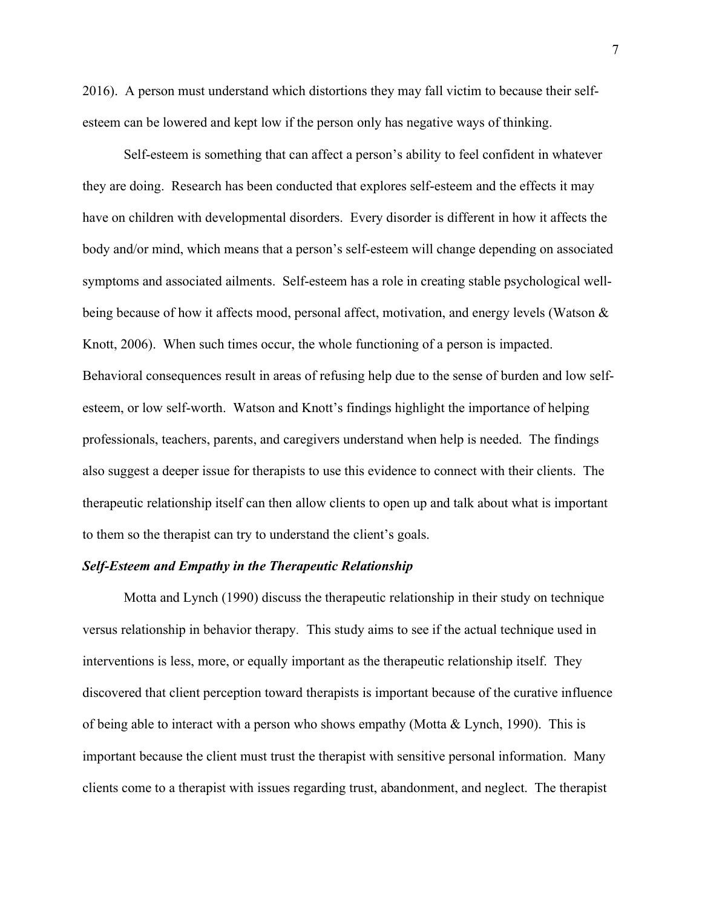2016). A person must understand which distortions they may fall victim to because their self-esteem can be lowered and kept low if the person only has negative ways of thinking.

Self-esteem is something that can affect a person's ability to feel confident in whatever they are doing. Research has been conducted that explores self-esteem and the effects it may have on children with developmental disorders. Every disorder is different in how it affects the body and/or mind, which means that a person's self-esteem will change depending on associated symptoms and associated ailments. Self-esteem has a role in creating stable psychological well-being because of how it affects mood, personal affect, motivation, and energy levels (Watson & Knott, 2006). When such times occur, the whole functioning of a person is impacted. Behavioral consequences result in areas of refusing help due to the sense of burden and low self-esteem, or low self-worth. Watson and Knott's findings highlight the importance of helping professionals, teachers, parents, and caregivers understand when help is needed. The findings also suggest a deeper issue for therapists to use this evidence to connect with their clients. The therapeutic relationship itself can then allow clients to open up and talk about what is important to them so the therapist can try to understand the client's goals.

### ***Self-Esteem and Empathy in the Therapeutic Relationship***

Motta and Lynch (1990) discuss the therapeutic relationship in their study on technique versus relationship in behavior therapy. This study aims to see if the actual technique used in interventions is less, more, or equally important as the therapeutic relationship itself. They discovered that client perception toward therapists is important because of the curative influence of being able to interact with a person who shows empathy (Motta & Lynch, 1990). This is important because the client must trust the therapist with sensitive personal information. Many clients come to a therapist with issues regarding trust, abandonment, and neglect. The therapist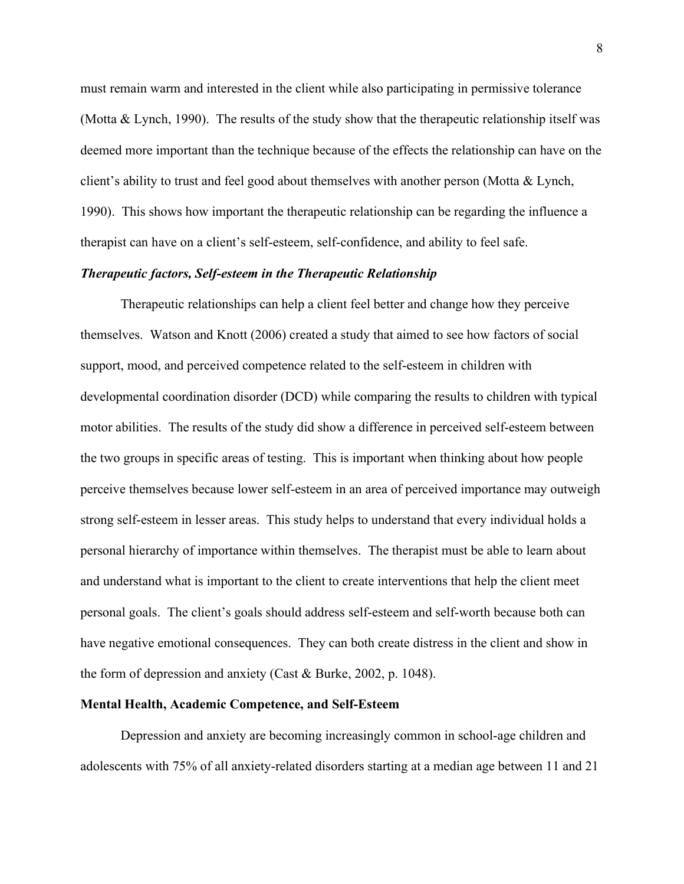must remain warm and interested in the client while also participating in permissive tolerance (Motta & Lynch, 1990). The results of the study show that the therapeutic relationship itself was deemed more important than the technique because of the effects the relationship can have on the client's ability to trust and feel good about themselves with another person (Motta & Lynch, 1990). This shows how important the therapeutic relationship can be regarding the influence a therapist can have on a client's self-esteem, self-confidence, and ability to feel safe.

### ***Therapeutic factors, Self-esteem in the Therapeutic Relationship***

Therapeutic relationships can help a client feel better and change how they perceive themselves. Watson and Knott (2006) created a study that aimed to see how factors of social support, mood, and perceived competence related to the self-esteem in children with developmental coordination disorder (DCD) while comparing the results to children with typical motor abilities. The results of the study did show a difference in perceived self-esteem between the two groups in specific areas of testing. This is important when thinking about how people perceive themselves because lower self-esteem in an area of perceived importance may outweigh strong self-esteem in lesser areas. This study helps to understand that every individual holds a personal hierarchy of importance within themselves. The therapist must be able to learn about and understand what is important to the client to create interventions that help the client meet personal goals. The client's goals should address self-esteem and self-worth because both can have negative emotional consequences. They can both create distress in the client and show in the form of depression and anxiety (Cast & Burke, 2002, p. 1048).

## **Mental Health, Academic Competence, and Self-Esteem**

Depression and anxiety are becoming increasingly common in school-age children and adolescents with 75% of all anxiety-related disorders starting at a median age between 11 and 21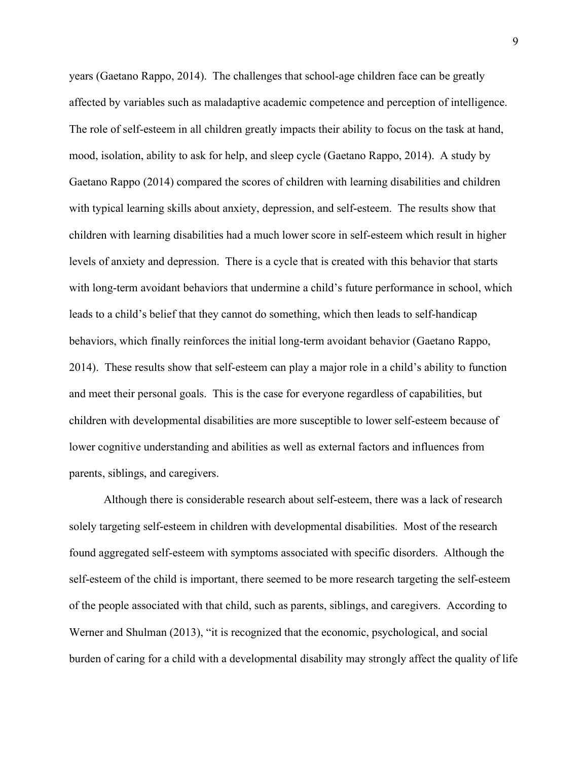years (Gaetano Rappo, 2014). The challenges that school-age children face can be greatly affected by variables such as maladaptive academic competence and perception of intelligence. The role of self-esteem in all children greatly impacts their ability to focus on the task at hand, mood, isolation, ability to ask for help, and sleep cycle (Gaetano Rappo, 2014). A study by Gaetano Rappo (2014) compared the scores of children with learning disabilities and children with typical learning skills about anxiety, depression, and self-esteem. The results show that children with learning disabilities had a much lower score in self-esteem which result in higher levels of anxiety and depression. There is a cycle that is created with this behavior that starts with long-term avoidant behaviors that undermine a child's future performance in school, which leads to a child's belief that they cannot do something, which then leads to self-handicap behaviors, which finally reinforces the initial long-term avoidant behavior (Gaetano Rappo, 2014). These results show that self-esteem can play a major role in a child's ability to function and meet their personal goals. This is the case for everyone regardless of capabilities, but children with developmental disabilities are more susceptible to lower self-esteem because of lower cognitive understanding and abilities as well as external factors and influences from parents, siblings, and caregivers.

Although there is considerable research about self-esteem, there was a lack of research solely targeting self-esteem in children with developmental disabilities. Most of the research found aggregated self-esteem with symptoms associated with specific disorders. Although the self-esteem of the child is important, there seemed to be more research targeting the self-esteem of the people associated with that child, such as parents, siblings, and caregivers. According to Werner and Shulman (2013), "it is recognized that the economic, psychological, and social burden of caring for a child with a developmental disability may strongly affect the quality of life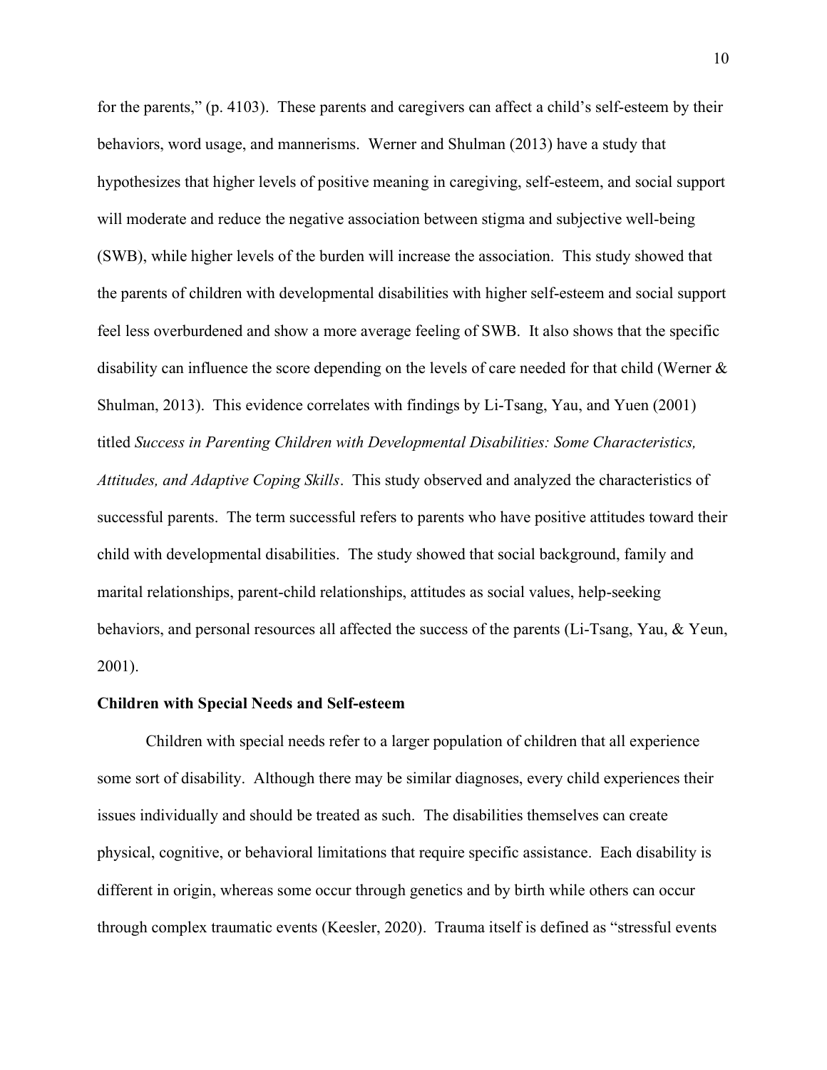for the parents," (p. 4103). These parents and caregivers can affect a child's self-esteem by their behaviors, word usage, and mannerisms. Werner and Shulman (2013) have a study that hypothesizes that higher levels of positive meaning in caregiving, self-esteem, and social support will moderate and reduce the negative association between stigma and subjective well-being (SWB), while higher levels of the burden will increase the association. This study showed that the parents of children with developmental disabilities with higher self-esteem and social support feel less overburdened and show a more average feeling of SWB. It also shows that the specific disability can influence the score depending on the levels of care needed for that child (Werner & Shulman, 2013). This evidence correlates with findings by Li-Tsang, Yau, and Yuen (2001) titled *Success in Parenting Children with Developmental Disabilities: Some Characteristics, Attitudes, and Adaptive Coping Skills*. This study observed and analyzed the characteristics of successful parents. The term successful refers to parents who have positive attitudes toward their child with developmental disabilities. The study showed that social background, family and marital relationships, parent-child relationships, attitudes as social values, help-seeking behaviors, and personal resources all affected the success of the parents (Li-Tsang, Yau, & Yeun, 2001).

**Children with Special Needs and Self-esteem**

Children with special needs refer to a larger population of children that all experience some sort of disability. Although there may be similar diagnoses, every child experiences their issues individually and should be treated as such. The disabilities themselves can create physical, cognitive, or behavioral limitations that require specific assistance. Each disability is different in origin, whereas some occur through genetics and by birth while others can occur through complex traumatic events (Keesler, 2020). Trauma itself is defined as "stressful events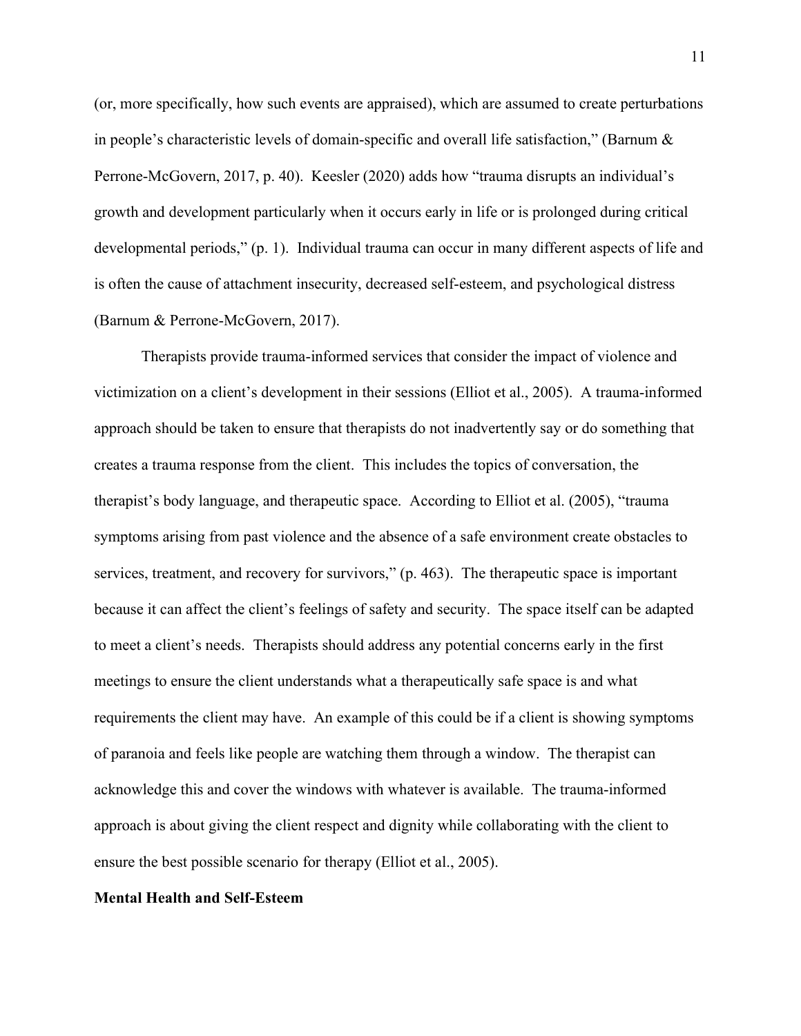(or, more specifically, how such events are appraised), which are assumed to create perturbations in people's characteristic levels of domain-specific and overall life satisfaction," (Barnum & Perrone-McGovern, 2017, p. 40). Keesler (2020) adds how "trauma disrupts an individual's growth and development particularly when it occurs early in life or is prolonged during critical developmental periods," (p. 1). Individual trauma can occur in many different aspects of life and is often the cause of attachment insecurity, decreased self-esteem, and psychological distress (Barnum & Perrone-McGovern, 2017).

Therapists provide trauma-informed services that consider the impact of violence and victimization on a client's development in their sessions (Elliot et al., 2005). A trauma-informed approach should be taken to ensure that therapists do not inadvertently say or do something that creates a trauma response from the client. This includes the topics of conversation, the therapist's body language, and therapeutic space. According to Elliot et al. (2005), "trauma symptoms arising from past violence and the absence of a safe environment create obstacles to services, treatment, and recovery for survivors," (p. 463). The therapeutic space is important because it can affect the client's feelings of safety and security. The space itself can be adapted to meet a client's needs. Therapists should address any potential concerns early in the first meetings to ensure the client understands what a therapeutically safe space is and what requirements the client may have. An example of this could be if a client is showing symptoms of paranoia and feels like people are watching them through a window. The therapist can acknowledge this and cover the windows with whatever is available. The trauma-informed approach is about giving the client respect and dignity while collaborating with the client to ensure the best possible scenario for therapy (Elliot et al., 2005).

## Mental Health and Self-Esteem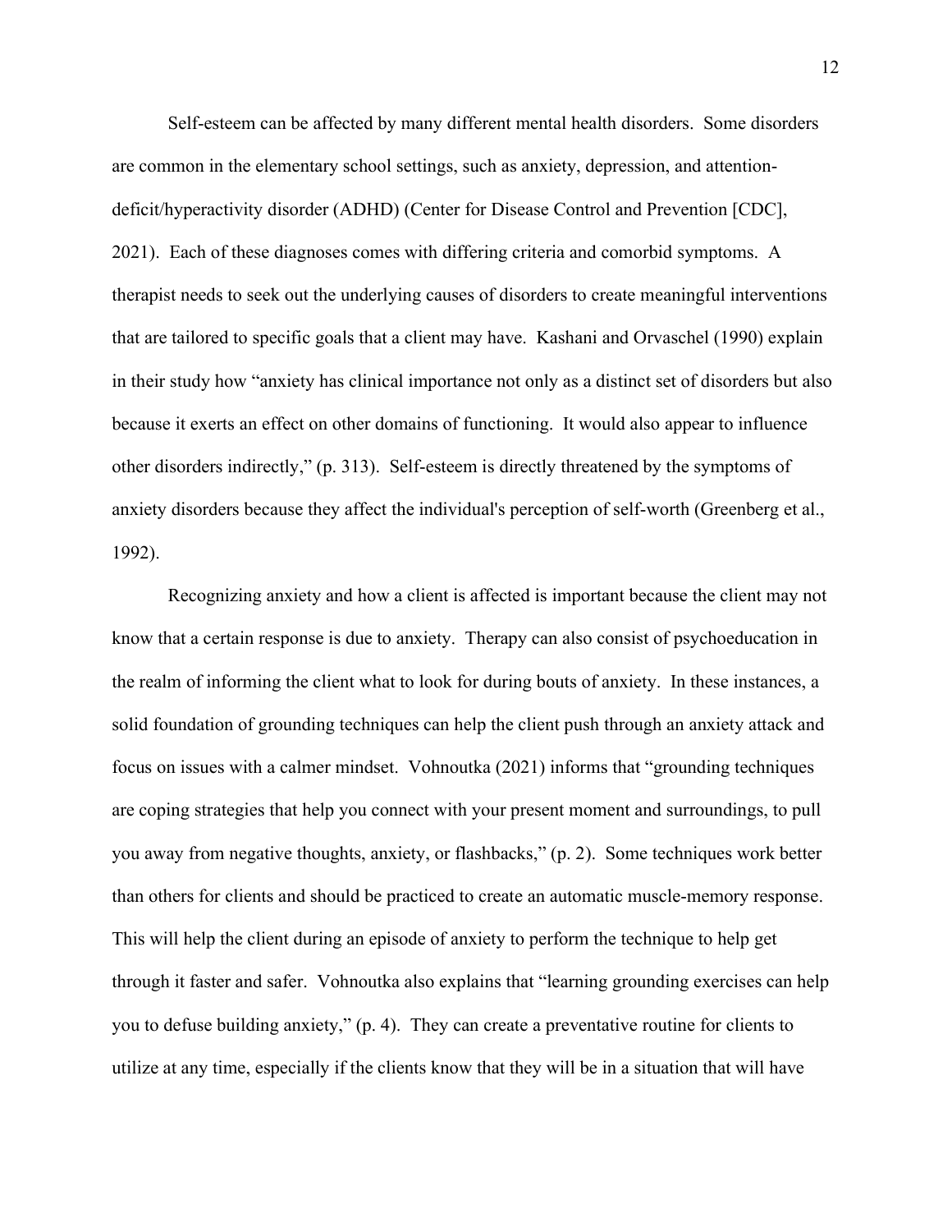Self-esteem can be affected by many different mental health disorders. Some disorders are common in the elementary school settings, such as anxiety, depression, and attention-deficit/hyperactivity disorder (ADHD) (Center for Disease Control and Prevention [CDC], 2021). Each of these diagnoses comes with differing criteria and comorbid symptoms. A therapist needs to seek out the underlying causes of disorders to create meaningful interventions that are tailored to specific goals that a client may have. Kashani and Orvaschel (1990) explain in their study how "anxiety has clinical importance not only as a distinct set of disorders but also because it exerts an effect on other domains of functioning. It would also appear to influence other disorders indirectly," (p. 313). Self-esteem is directly threatened by the symptoms of anxiety disorders because they affect the individual's perception of self-worth (Greenberg et al., 1992).

Recognizing anxiety and how a client is affected is important because the client may not know that a certain response is due to anxiety. Therapy can also consist of psychoeducation in the realm of informing the client what to look for during bouts of anxiety. In these instances, a solid foundation of grounding techniques can help the client push through an anxiety attack and focus on issues with a calmer mindset. Vohnoutka (2021) informs that "grounding techniques are coping strategies that help you connect with your present moment and surroundings, to pull you away from negative thoughts, anxiety, or flashbacks," (p. 2). Some techniques work better than others for clients and should be practiced to create an automatic muscle-memory response. This will help the client during an episode of anxiety to perform the technique to help get through it faster and safer. Vohnoutka also explains that "learning grounding exercises can help you to defuse building anxiety," (p. 4). They can create a preventative routine for clients to utilize at any time, especially if the clients know that they will be in a situation that will have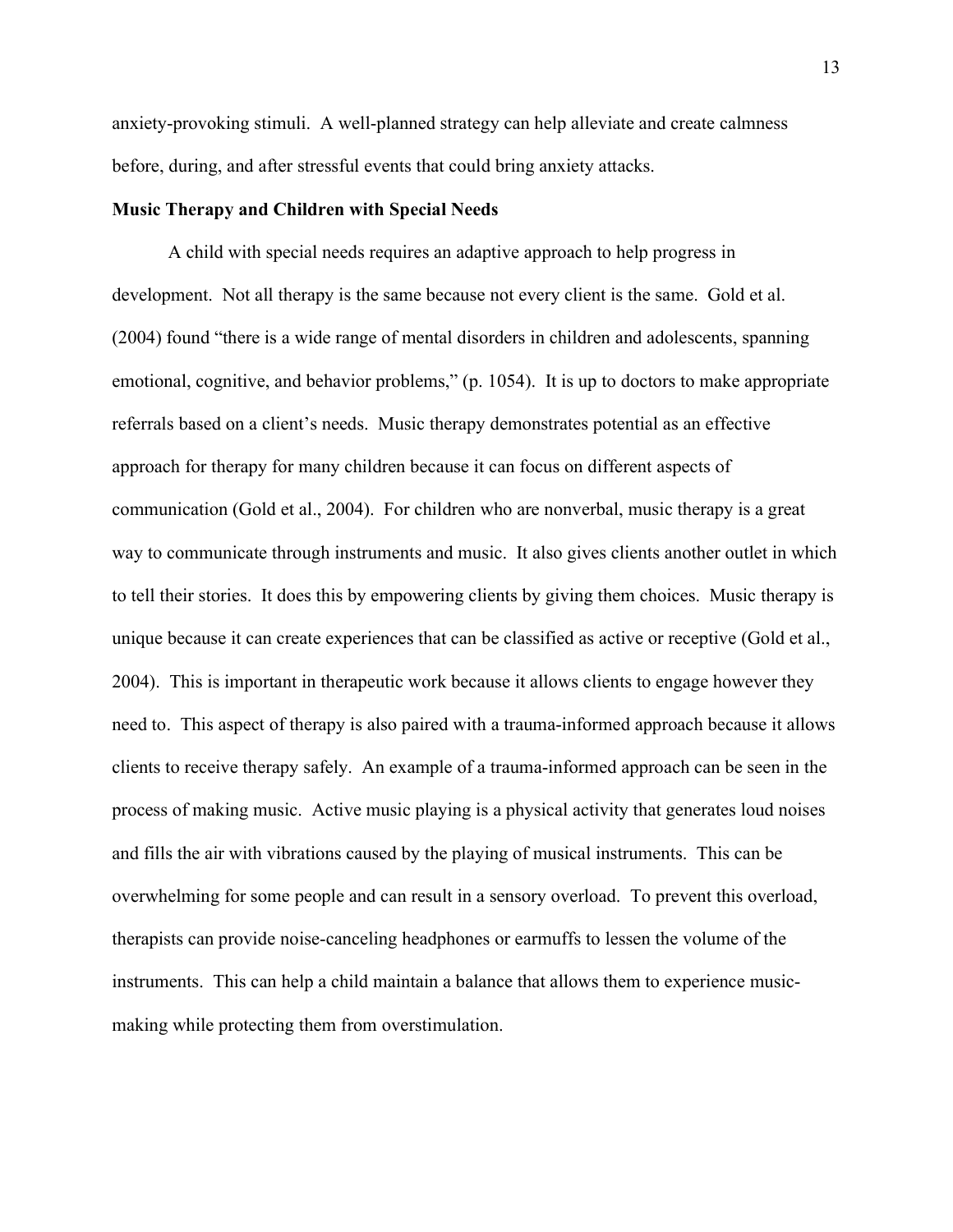anxiety-provoking stimuli. A well-planned strategy can help alleviate and create calmness before, during, and after stressful events that could bring anxiety attacks.

**Music Therapy and Children with Special Needs**

A child with special needs requires an adaptive approach to help progress in development. Not all therapy is the same because not every client is the same. Gold et al. (2004) found "there is a wide range of mental disorders in children and adolescents, spanning emotional, cognitive, and behavior problems," (p. 1054). It is up to doctors to make appropriate referrals based on a client's needs. Music therapy demonstrates potential as an effective approach for therapy for many children because it can focus on different aspects of communication (Gold et al., 2004). For children who are nonverbal, music therapy is a great way to communicate through instruments and music. It also gives clients another outlet in which to tell their stories. It does this by empowering clients by giving them choices. Music therapy is unique because it can create experiences that can be classified as active or receptive (Gold et al., 2004). This is important in therapeutic work because it allows clients to engage however they need to. This aspect of therapy is also paired with a trauma-informed approach because it allows clients to receive therapy safely. An example of a trauma-informed approach can be seen in the process of making music. Active music playing is a physical activity that generates loud noises and fills the air with vibrations caused by the playing of musical instruments. This can be overwhelming for some people and can result in a sensory overload. To prevent this overload, therapists can provide noise-canceling headphones or earmuffs to lessen the volume of the instruments. This can help a child maintain a balance that allows them to experience music-making while protecting them from overstimulation.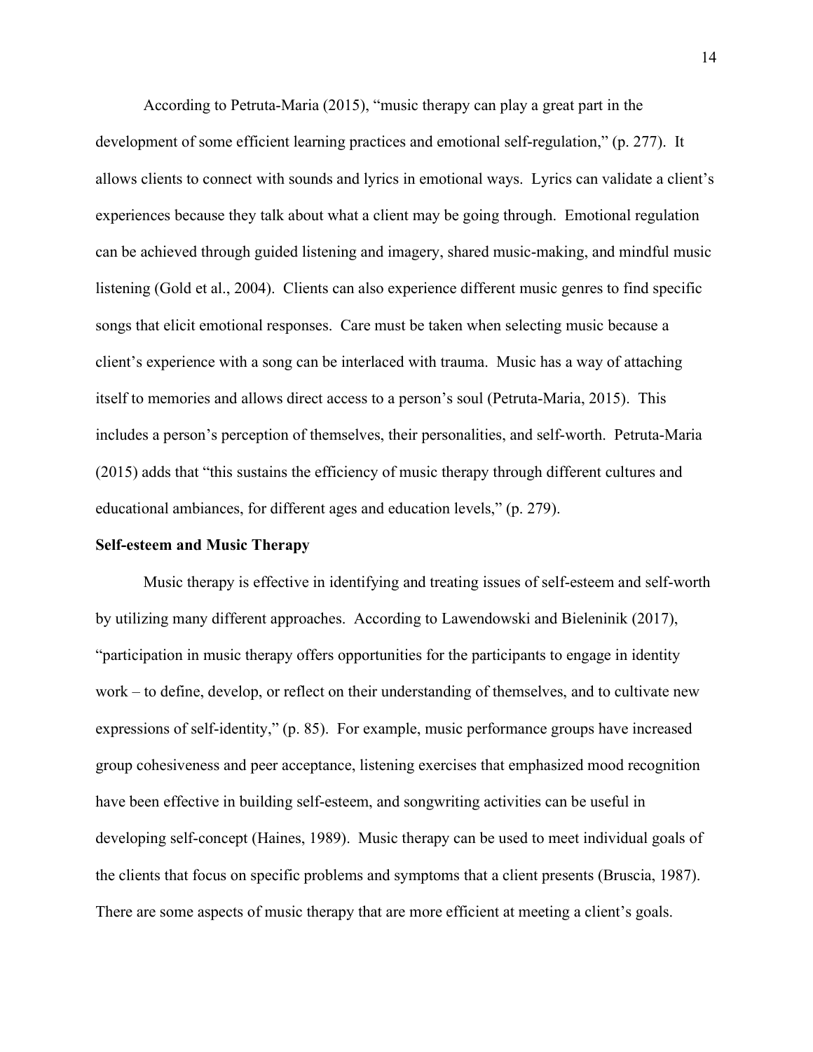According to Petruta-Maria (2015), "music therapy can play a great part in the development of some efficient learning practices and emotional self-regulation," (p. 277). It allows clients to connect with sounds and lyrics in emotional ways. Lyrics can validate a client's experiences because they talk about what a client may be going through. Emotional regulation can be achieved through guided listening and imagery, shared music-making, and mindful music listening (Gold et al., 2004). Clients can also experience different music genres to find specific songs that elicit emotional responses. Care must be taken when selecting music because a client's experience with a song can be interlaced with trauma. Music has a way of attaching itself to memories and allows direct access to a person's soul (Petruta-Maria, 2015). This includes a person's perception of themselves, their personalities, and self-worth. Petruta-Maria (2015) adds that "this sustains the efficiency of music therapy through different cultures and educational ambiances, for different ages and education levels," (p. 279).

**Self-esteem and Music Therapy**

Music therapy is effective in identifying and treating issues of self-esteem and self-worth by utilizing many different approaches. According to Lawendowski and Bieleninik (2017), "participation in music therapy offers opportunities for the participants to engage in identity work – to define, develop, or reflect on their understanding of themselves, and to cultivate new expressions of self-identity," (p. 85). For example, music performance groups have increased group cohesiveness and peer acceptance, listening exercises that emphasized mood recognition have been effective in building self-esteem, and songwriting activities can be useful in developing self-concept (Haines, 1989). Music therapy can be used to meet individual goals of the clients that focus on specific problems and symptoms that a client presents (Bruscia, 1987). There are some aspects of music therapy that are more efficient at meeting a client's goals.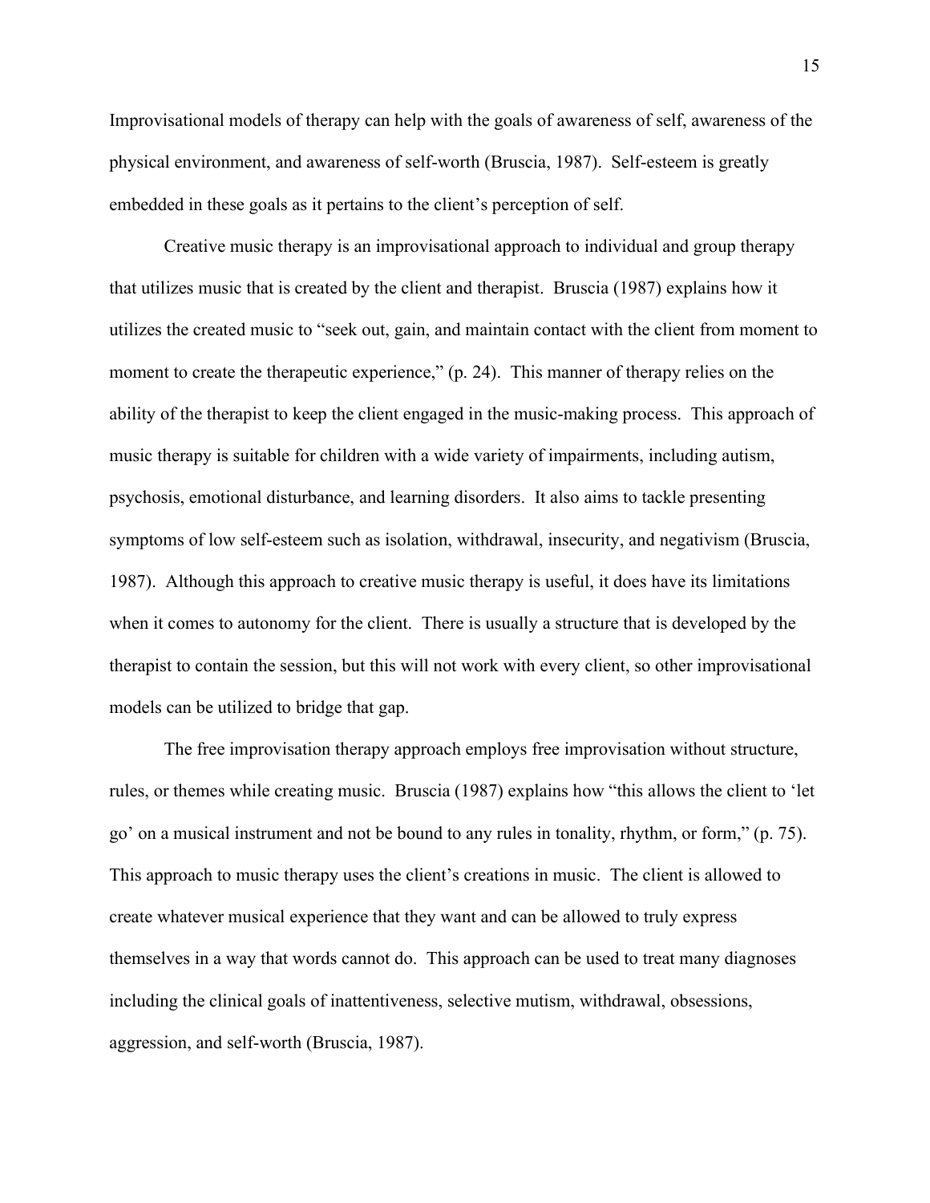Improvisational models of therapy can help with the goals of awareness of self, awareness of the physical environment, and awareness of self-worth (Bruscia, 1987). Self-esteem is greatly embedded in these goals as it pertains to the client's perception of self.

Creative music therapy is an improvisational approach to individual and group therapy that utilizes music that is created by the client and therapist. Bruscia (1987) explains how it utilizes the created music to "seek out, gain, and maintain contact with the client from moment to moment to create the therapeutic experience," (p. 24). This manner of therapy relies on the ability of the therapist to keep the client engaged in the music-making process. This approach of music therapy is suitable for children with a wide variety of impairments, including autism, psychosis, emotional disturbance, and learning disorders. It also aims to tackle presenting symptoms of low self-esteem such as isolation, withdrawal, insecurity, and negativism (Bruscia, 1987). Although this approach to creative music therapy is useful, it does have its limitations when it comes to autonomy for the client. There is usually a structure that is developed by the therapist to contain the session, but this will not work with every client, so other improvisational models can be utilized to bridge that gap.

The free improvisation therapy approach employs free improvisation without structure, rules, or themes while creating music. Bruscia (1987) explains how "this allows the client to 'let go' on a musical instrument and not be bound to any rules in tonality, rhythm, or form," (p. 75). This approach to music therapy uses the client's creations in music. The client is allowed to create whatever musical experience that they want and can be allowed to truly express themselves in a way that words cannot do. This approach can be used to treat many diagnoses including the clinical goals of inattentiveness, selective mutism, withdrawal, obsessions, aggression, and self-worth (Bruscia, 1987).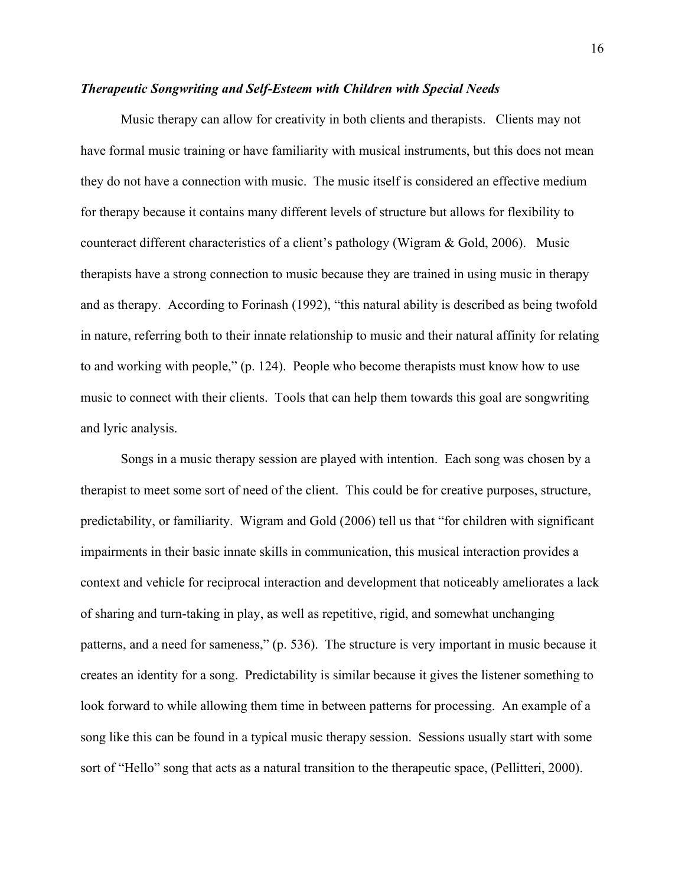### ***Therapeutic Songwriting and Self-Esteem with Children with Special Needs***

Music therapy can allow for creativity in both clients and therapists. Clients may not have formal music training or have familiarity with musical instruments, but this does not mean they do not have a connection with music. The music itself is considered an effective medium for therapy because it contains many different levels of structure but allows for flexibility to counteract different characteristics of a client's pathology (Wigram & Gold, 2006). Music therapists have a strong connection to music because they are trained in using music in therapy and as therapy. According to Forinash (1992), "this natural ability is described as being twofold in nature, referring both to their innate relationship to music and their natural affinity for relating to and working with people," (p. 124). People who become therapists must know how to use music to connect with their clients. Tools that can help them towards this goal are songwriting and lyric analysis.

Songs in a music therapy session are played with intention. Each song was chosen by a therapist to meet some sort of need of the client. This could be for creative purposes, structure, predictability, or familiarity. Wigram and Gold (2006) tell us that "for children with significant impairments in their basic innate skills in communication, this musical interaction provides a context and vehicle for reciprocal interaction and development that noticeably ameliorates a lack of sharing and turn-taking in play, as well as repetitive, rigid, and somewhat unchanging patterns, and a need for sameness," (p. 536). The structure is very important in music because it creates an identity for a song. Predictability is similar because it gives the listener something to look forward to while allowing them time in between patterns for processing. An example of a song like this can be found in a typical music therapy session. Sessions usually start with some sort of "Hello" song that acts as a natural transition to the therapeutic space, (Pellitteri, 2000).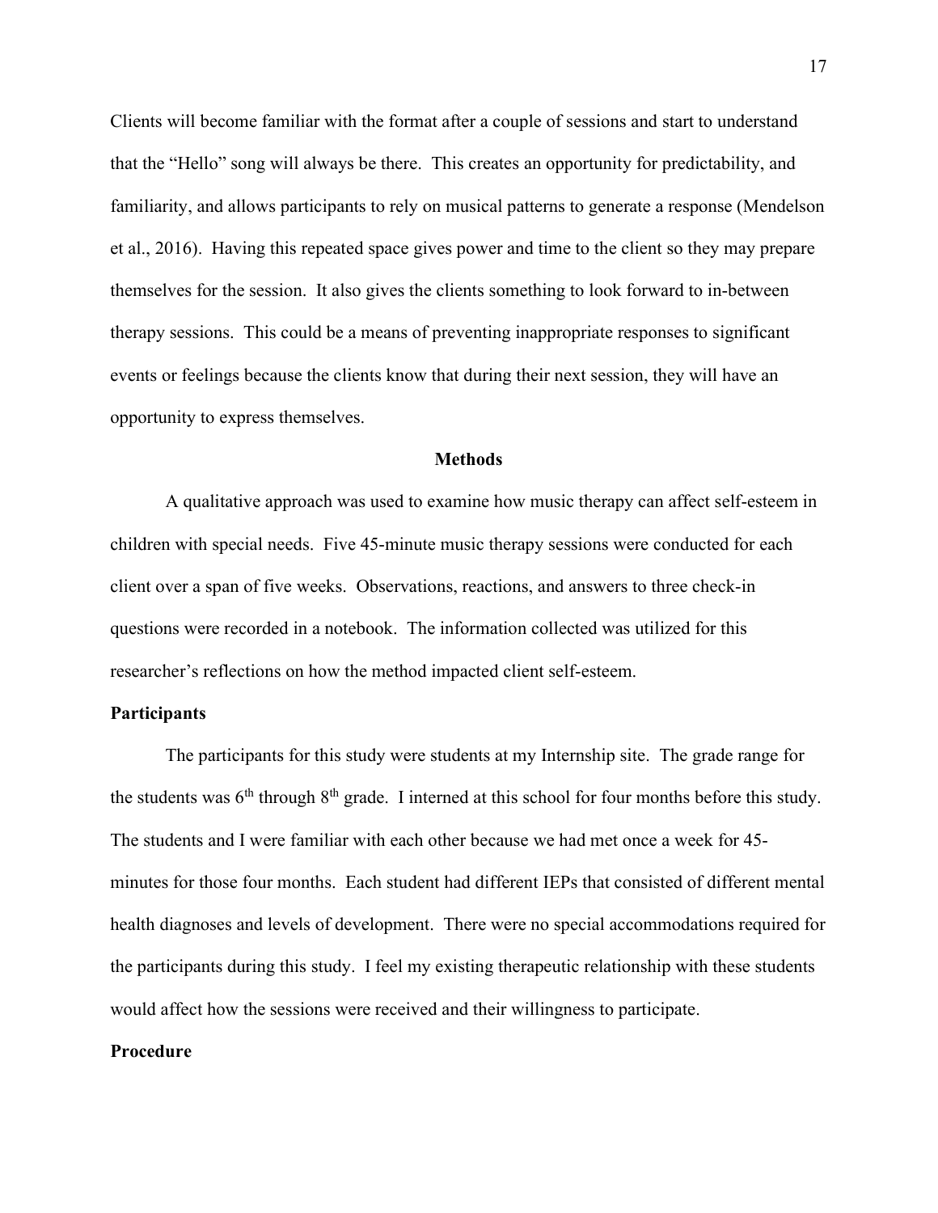Clients will become familiar with the format after a couple of sessions and start to understand that the "Hello" song will always be there. This creates an opportunity for predictability, and familiarity, and allows participants to rely on musical patterns to generate a response (Mendelson et al., 2016). Having this repeated space gives power and time to the client so they may prepare themselves for the session. It also gives the clients something to look forward to in-between therapy sessions. This could be a means of preventing inappropriate responses to significant events or feelings because the clients know that during their next session, they will have an opportunity to express themselves.

## Methods

A qualitative approach was used to examine how music therapy can affect self-esteem in children with special needs. Five 45-minute music therapy sessions were conducted for each client over a span of five weeks. Observations, reactions, and answers to three check-in questions were recorded in a notebook. The information collected was utilized for this researcher's reflections on how the method impacted client self-esteem.

### Participants

The participants for this study were students at my Internship site. The grade range for the students was 6th through 8th grade. I interned at this school for four months before this study. The students and I were familiar with each other because we had met once a week for 45-minutes for those four months. Each student had different IEPs that consisted of different mental health diagnoses and levels of development. There were no special accommodations required for the participants during this study. I feel my existing therapeutic relationship with these students would affect how the sessions were received and their willingness to participate.

### Procedure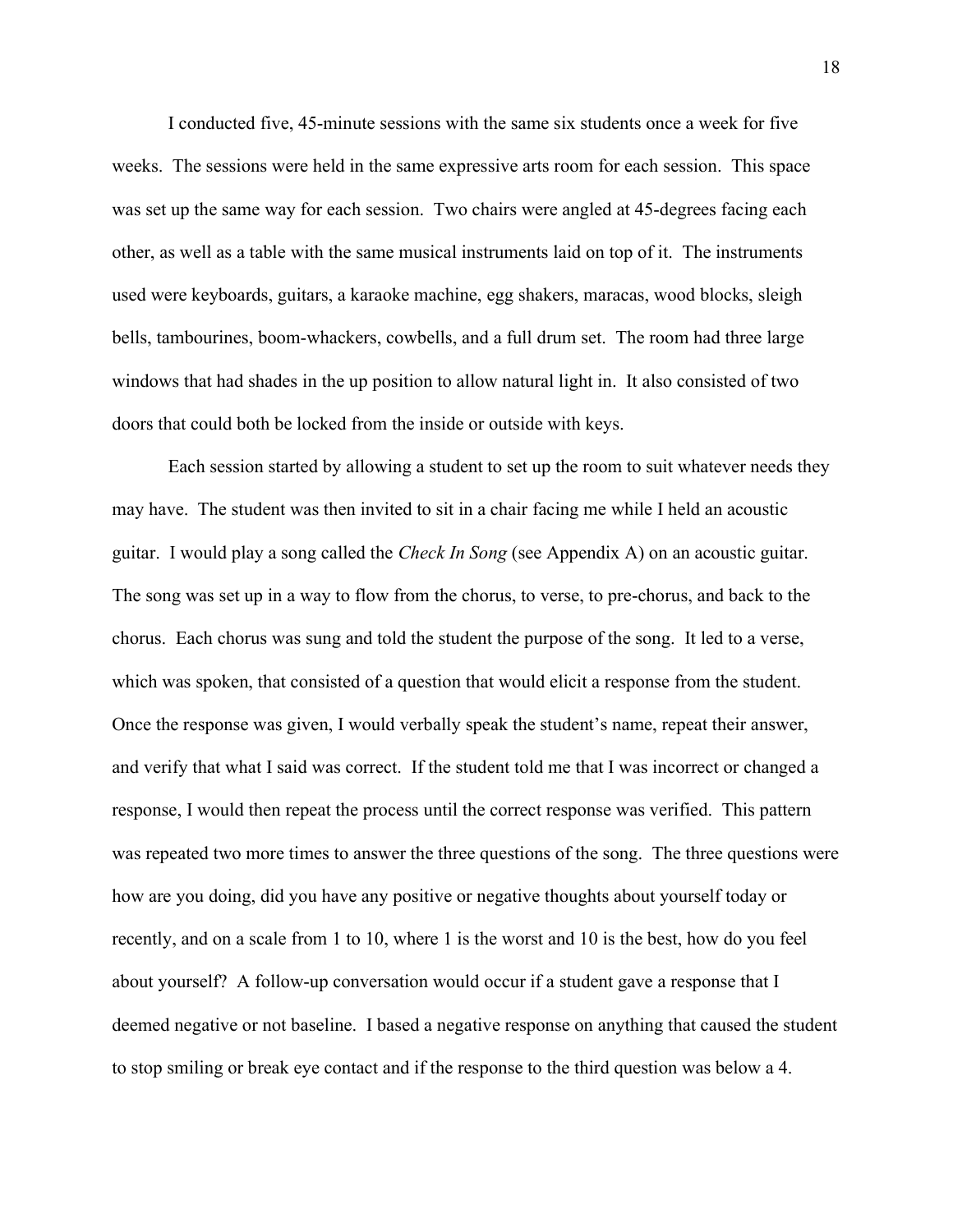I conducted five, 45-minute sessions with the same six students once a week for five weeks. The sessions were held in the same expressive arts room for each session. This space was set up the same way for each session. Two chairs were angled at 45-degrees facing each other, as well as a table with the same musical instruments laid on top of it. The instruments used were keyboards, guitars, a karaoke machine, egg shakers, maracas, wood blocks, sleigh bells, tambourines, boom-whackers, cowbells, and a full drum set. The room had three large windows that had shades in the up position to allow natural light in. It also consisted of two doors that could both be locked from the inside or outside with keys.

Each session started by allowing a student to set up the room to suit whatever needs they may have. The student was then invited to sit in a chair facing me while I held an acoustic guitar. I would play a song called the *Check In Song* (see Appendix A) on an acoustic guitar. The song was set up in a way to flow from the chorus, to verse, to pre-chorus, and back to the chorus. Each chorus was sung and told the student the purpose of the song. It led to a verse, which was spoken, that consisted of a question that would elicit a response from the student. Once the response was given, I would verbally speak the student's name, repeat their answer, and verify that what I said was correct. If the student told me that I was incorrect or changed a response, I would then repeat the process until the correct response was verified. This pattern was repeated two more times to answer the three questions of the song. The three questions were how are you doing, did you have any positive or negative thoughts about yourself today or recently, and on a scale from 1 to 10, where 1 is the worst and 10 is the best, how do you feel about yourself? A follow-up conversation would occur if a student gave a response that I deemed negative or not baseline. I based a negative response on anything that caused the student to stop smiling or break eye contact and if the response to the third question was below a 4.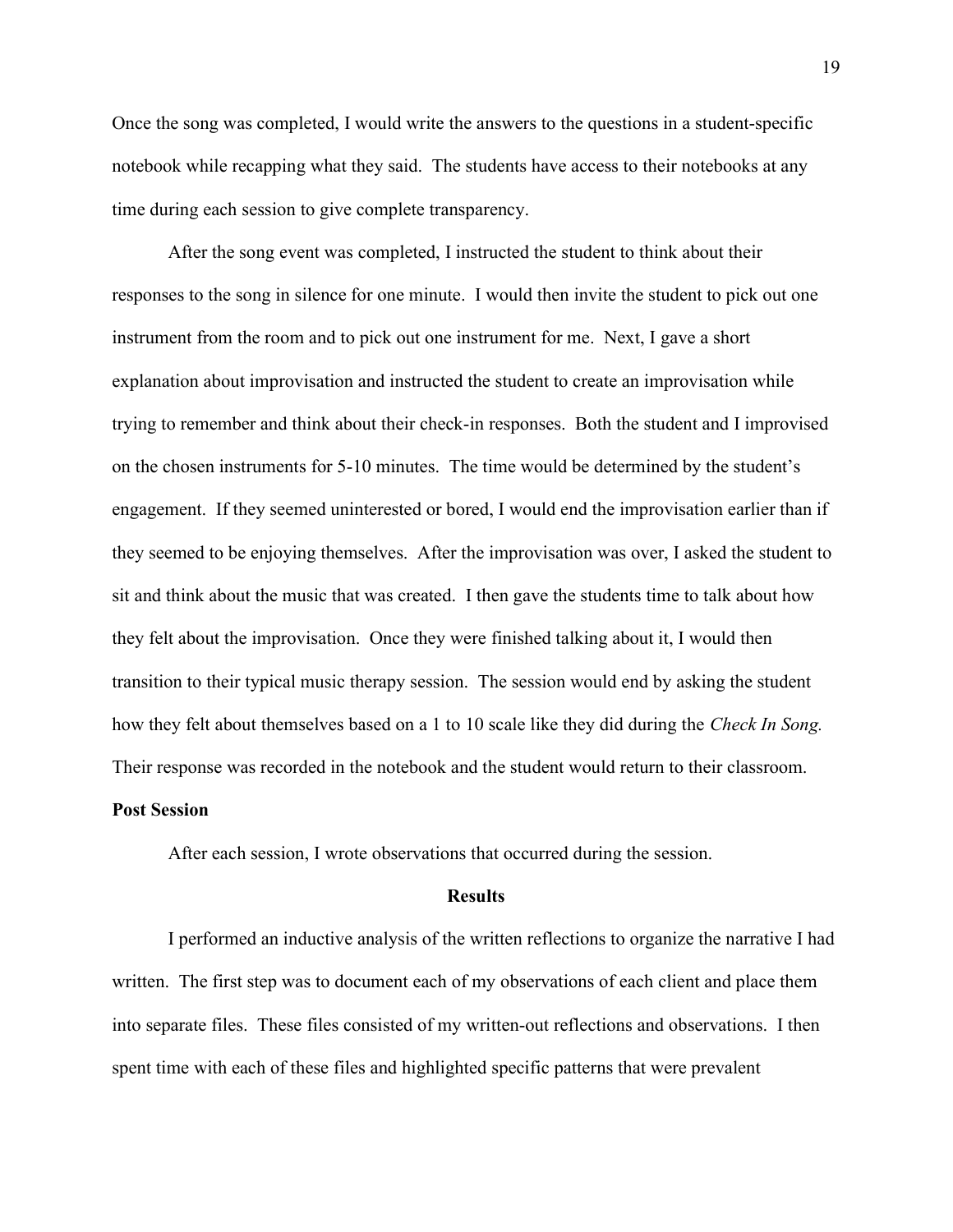Once the song was completed, I would write the answers to the questions in a student-specific notebook while recapping what they said. The students have access to their notebooks at any time during each session to give complete transparency.

After the song event was completed, I instructed the student to think about their responses to the song in silence for one minute. I would then invite the student to pick out one instrument from the room and to pick out one instrument for me. Next, I gave a short explanation about improvisation and instructed the student to create an improvisation while trying to remember and think about their check-in responses. Both the student and I improvised on the chosen instruments for 5-10 minutes. The time would be determined by the student's engagement. If they seemed uninterested or bored, I would end the improvisation earlier than if they seemed to be enjoying themselves. After the improvisation was over, I asked the student to sit and think about the music that was created. I then gave the students time to talk about how they felt about the improvisation. Once they were finished talking about it, I would then transition to their typical music therapy session. The session would end by asking the student how they felt about themselves based on a 1 to 10 scale like they did during the *Check In Song.* Their response was recorded in the notebook and the student would return to their classroom.

**Post Session**

After each session, I wrote observations that occurred during the session.

## Results

I performed an inductive analysis of the written reflections to organize the narrative I had written. The first step was to document each of my observations of each client and place them into separate files. These files consisted of my written-out reflections and observations. I then spent time with each of these files and highlighted specific patterns that were prevalent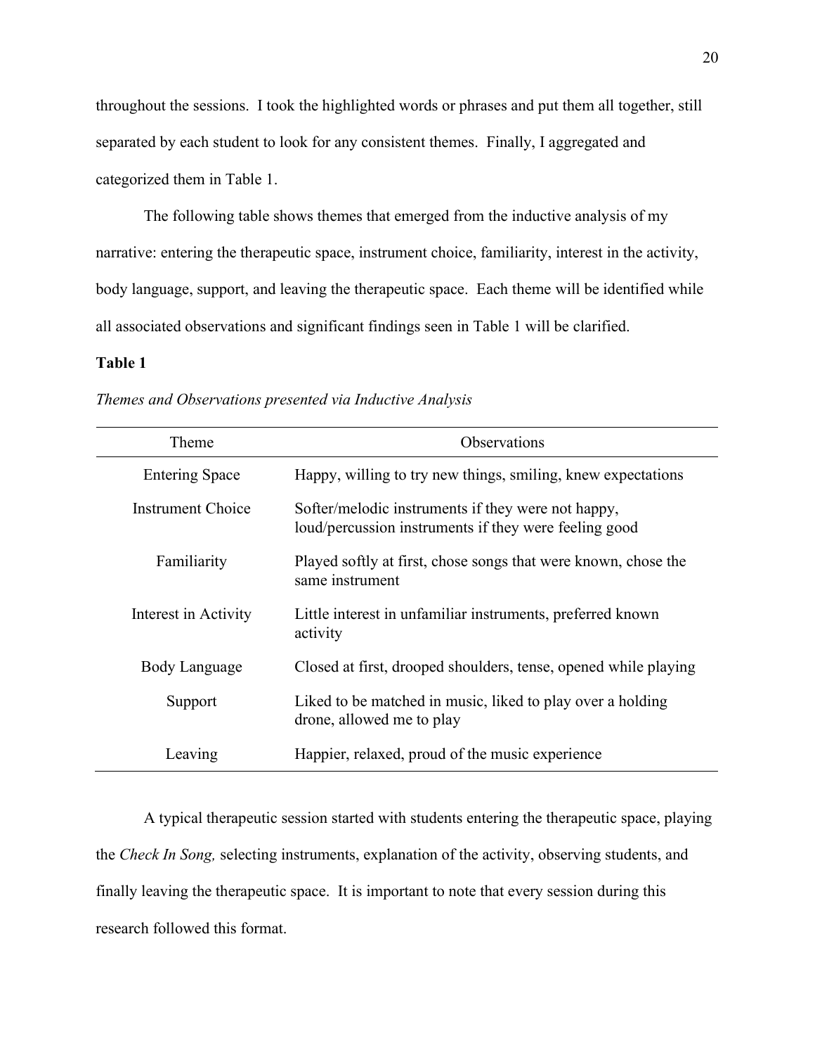throughout the sessions. I took the highlighted words or phrases and put them all together, still separated by each student to look for any consistent themes. Finally, I aggregated and categorized them in Table 1.

The following table shows themes that emerged from the inductive analysis of my narrative: entering the therapeutic space, instrument choice, familiarity, interest in the activity, body language, support, and leaving the therapeutic space. Each theme will be identified while all associated observations and significant findings seen in Table 1 will be clarified.

**Table 1**

*Themes and Observations presented via Inductive Analysis*

| Theme | Observations |
|---|---|
| Entering Space | Happy, willing to try new things, smiling, knew expectations |
| Instrument Choice | Softer/melodic instruments if they were not happy, loud/percussion instruments if they were feeling good |
| Familiarity | Played softly at first, chose songs that were known, chose the same instrument |
| Interest in Activity | Little interest in unfamiliar instruments, preferred known activity |
| Body Language | Closed at first, drooped shoulders, tense, opened while playing |
| Support | Liked to be matched in music, liked to play over a holding drone, allowed me to play |
| Leaving | Happier, relaxed, proud of the music experience |

A typical therapeutic session started with students entering the therapeutic space, playing the *Check In Song,* selecting instruments, explanation of the activity, observing students, and finally leaving the therapeutic space. It is important to note that every session during this research followed this format.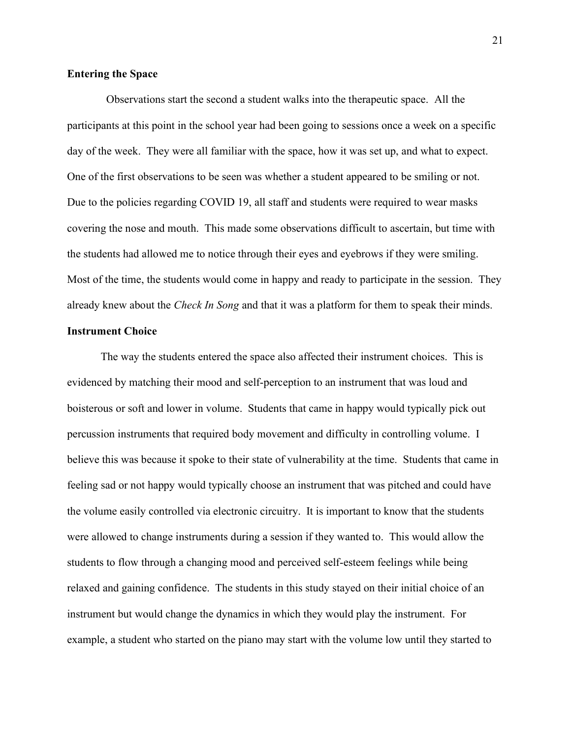**Entering the Space**

Observations start the second a student walks into the therapeutic space. All the participants at this point in the school year had been going to sessions once a week on a specific day of the week. They were all familiar with the space, how it was set up, and what to expect. One of the first observations to be seen was whether a student appeared to be smiling or not. Due to the policies regarding COVID 19, all staff and students were required to wear masks covering the nose and mouth. This made some observations difficult to ascertain, but time with the students had allowed me to notice through their eyes and eyebrows if they were smiling. Most of the time, the students would come in happy and ready to participate in the session. They already knew about the *Check In Song* and that it was a platform for them to speak their minds.

**Instrument Choice**

The way the students entered the space also affected their instrument choices. This is evidenced by matching their mood and self-perception to an instrument that was loud and boisterous or soft and lower in volume. Students that came in happy would typically pick out percussion instruments that required body movement and difficulty in controlling volume. I believe this was because it spoke to their state of vulnerability at the time. Students that came in feeling sad or not happy would typically choose an instrument that was pitched and could have the volume easily controlled via electronic circuitry. It is important to know that the students were allowed to change instruments during a session if they wanted to. This would allow the students to flow through a changing mood and perceived self-esteem feelings while being relaxed and gaining confidence. The students in this study stayed on their initial choice of an instrument but would change the dynamics in which they would play the instrument. For example, a student who started on the piano may start with the volume low until they started to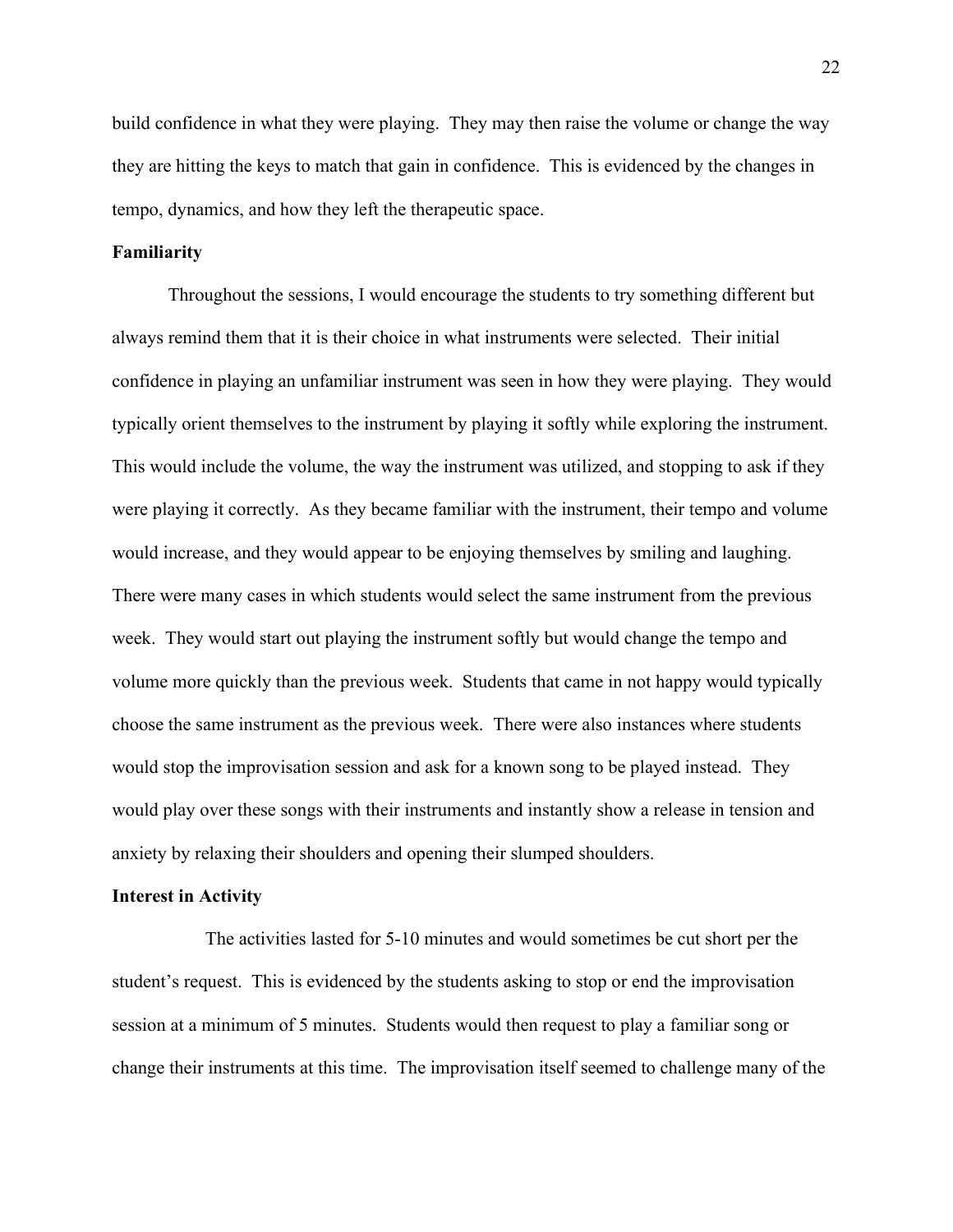build confidence in what they were playing. They may then raise the volume or change the way they are hitting the keys to match that gain in confidence. This is evidenced by the changes in tempo, dynamics, and how they left the therapeutic space.

**Familiarity**

Throughout the sessions, I would encourage the students to try something different but always remind them that it is their choice in what instruments were selected. Their initial confidence in playing an unfamiliar instrument was seen in how they were playing. They would typically orient themselves to the instrument by playing it softly while exploring the instrument. This would include the volume, the way the instrument was utilized, and stopping to ask if they were playing it correctly. As they became familiar with the instrument, their tempo and volume would increase, and they would appear to be enjoying themselves by smiling and laughing. There were many cases in which students would select the same instrument from the previous week. They would start out playing the instrument softly but would change the tempo and volume more quickly than the previous week. Students that came in not happy would typically choose the same instrument as the previous week. There were also instances where students would stop the improvisation session and ask for a known song to be played instead. They would play over these songs with their instruments and instantly show a release in tension and anxiety by relaxing their shoulders and opening their slumped shoulders.

**Interest in Activity**

The activities lasted for 5-10 minutes and would sometimes be cut short per the student's request. This is evidenced by the students asking to stop or end the improvisation session at a minimum of 5 minutes. Students would then request to play a familiar song or change their instruments at this time. The improvisation itself seemed to challenge many of the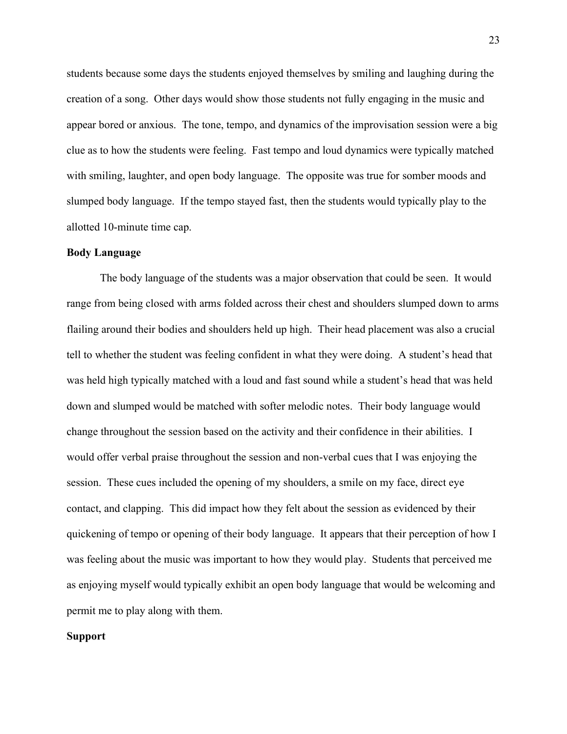students because some days the students enjoyed themselves by smiling and laughing during the creation of a song. Other days would show those students not fully engaging in the music and appear bored or anxious. The tone, tempo, and dynamics of the improvisation session were a big clue as to how the students were feeling. Fast tempo and loud dynamics were typically matched with smiling, laughter, and open body language. The opposite was true for somber moods and slumped body language. If the tempo stayed fast, then the students would typically play to the allotted 10-minute time cap.

**Body Language**

The body language of the students was a major observation that could be seen. It would range from being closed with arms folded across their chest and shoulders slumped down to arms flailing around their bodies and shoulders held up high. Their head placement was also a crucial tell to whether the student was feeling confident in what they were doing. A student's head that was held high typically matched with a loud and fast sound while a student's head that was held down and slumped would be matched with softer melodic notes. Their body language would change throughout the session based on the activity and their confidence in their abilities. I would offer verbal praise throughout the session and non-verbal cues that I was enjoying the session. These cues included the opening of my shoulders, a smile on my face, direct eye contact, and clapping. This did impact how they felt about the session as evidenced by their quickening of tempo or opening of their body language. It appears that their perception of how I was feeling about the music was important to how they would play. Students that perceived me as enjoying myself would typically exhibit an open body language that would be welcoming and permit me to play along with them.

**Support**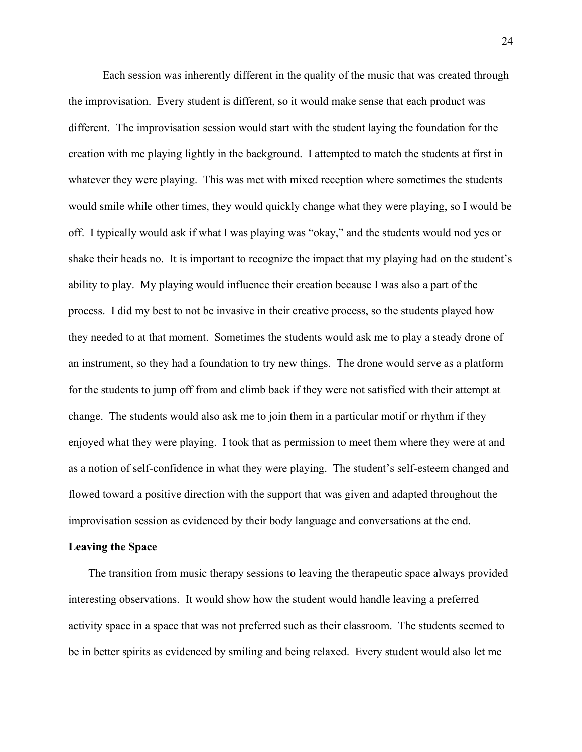Each session was inherently different in the quality of the music that was created through the improvisation. Every student is different, so it would make sense that each product was different. The improvisation session would start with the student laying the foundation for the creation with me playing lightly in the background. I attempted to match the students at first in whatever they were playing. This was met with mixed reception where sometimes the students would smile while other times, they would quickly change what they were playing, so I would be off. I typically would ask if what I was playing was "okay," and the students would nod yes or shake their heads no. It is important to recognize the impact that my playing had on the student's ability to play. My playing would influence their creation because I was also a part of the process. I did my best to not be invasive in their creative process, so the students played how they needed to at that moment. Sometimes the students would ask me to play a steady drone of an instrument, so they had a foundation to try new things. The drone would serve as a platform for the students to jump off from and climb back if they were not satisfied with their attempt at change. The students would also ask me to join them in a particular motif or rhythm if they enjoyed what they were playing. I took that as permission to meet them where they were at and as a notion of self-confidence in what they were playing. The student's self-esteem changed and flowed toward a positive direction with the support that was given and adapted throughout the improvisation session as evidenced by their body language and conversations at the end.

**Leaving the Space**

The transition from music therapy sessions to leaving the therapeutic space always provided interesting observations. It would show how the student would handle leaving a preferred activity space in a space that was not preferred such as their classroom. The students seemed to be in better spirits as evidenced by smiling and being relaxed. Every student would also let me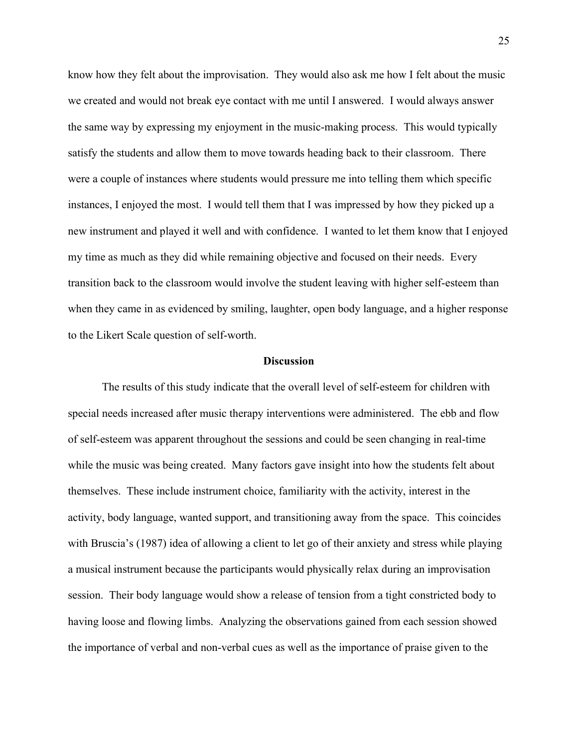know how they felt about the improvisation. They would also ask me how I felt about the music we created and would not break eye contact with me until I answered. I would always answer the same way by expressing my enjoyment in the music-making process. This would typically satisfy the students and allow them to move towards heading back to their classroom. There were a couple of instances where students would pressure me into telling them which specific instances, I enjoyed the most. I would tell them that I was impressed by how they picked up a new instrument and played it well and with confidence. I wanted to let them know that I enjoyed my time as much as they did while remaining objective and focused on their needs. Every transition back to the classroom would involve the student leaving with higher self-esteem than when they came in as evidenced by smiling, laughter, open body language, and a higher response to the Likert Scale question of self-worth.

## Discussion

The results of this study indicate that the overall level of self-esteem for children with special needs increased after music therapy interventions were administered. The ebb and flow of self-esteem was apparent throughout the sessions and could be seen changing in real-time while the music was being created. Many factors gave insight into how the students felt about themselves. These include instrument choice, familiarity with the activity, interest in the activity, body language, wanted support, and transitioning away from the space. This coincides with Bruscia's (1987) idea of allowing a client to let go of their anxiety and stress while playing a musical instrument because the participants would physically relax during an improvisation session. Their body language would show a release of tension from a tight constricted body to having loose and flowing limbs. Analyzing the observations gained from each session showed the importance of verbal and non-verbal cues as well as the importance of praise given to the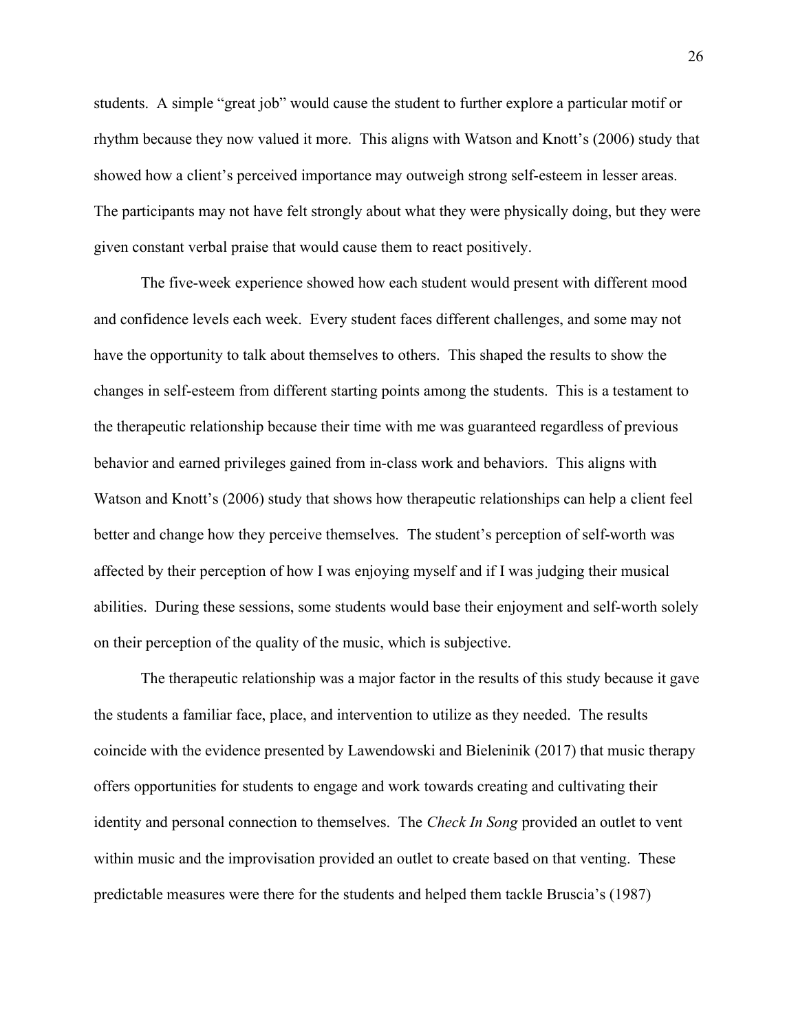students. A simple "great job" would cause the student to further explore a particular motif or rhythm because they now valued it more. This aligns with Watson and Knott's (2006) study that showed how a client's perceived importance may outweigh strong self-esteem in lesser areas. The participants may not have felt strongly about what they were physically doing, but they were given constant verbal praise that would cause them to react positively.

The five-week experience showed how each student would present with different mood and confidence levels each week. Every student faces different challenges, and some may not have the opportunity to talk about themselves to others. This shaped the results to show the changes in self-esteem from different starting points among the students. This is a testament to the therapeutic relationship because their time with me was guaranteed regardless of previous behavior and earned privileges gained from in-class work and behaviors. This aligns with Watson and Knott's (2006) study that shows how therapeutic relationships can help a client feel better and change how they perceive themselves. The student's perception of self-worth was affected by their perception of how I was enjoying myself and if I was judging their musical abilities. During these sessions, some students would base their enjoyment and self-worth solely on their perception of the quality of the music, which is subjective.

The therapeutic relationship was a major factor in the results of this study because it gave the students a familiar face, place, and intervention to utilize as they needed. The results coincide with the evidence presented by Lawendowski and Bieleninik (2017) that music therapy offers opportunities for students to engage and work towards creating and cultivating their identity and personal connection to themselves. The *Check In Song* provided an outlet to vent within music and the improvisation provided an outlet to create based on that venting. These predictable measures were there for the students and helped them tackle Bruscia's (1987)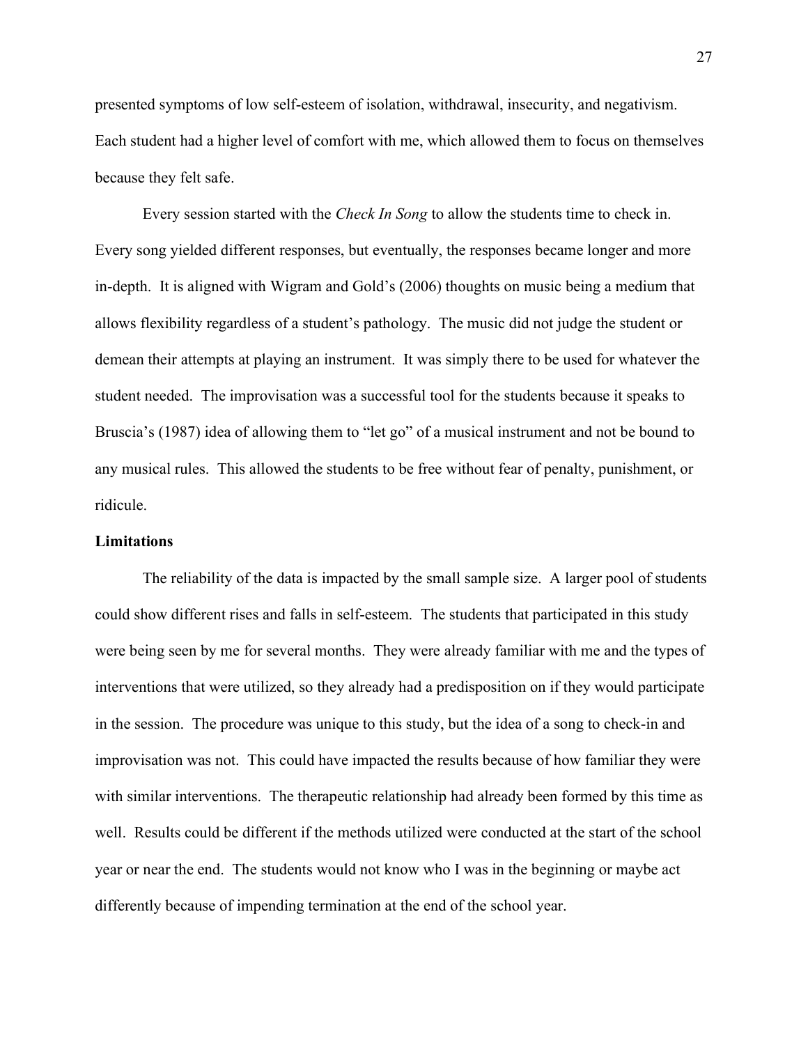presented symptoms of low self-esteem of isolation, withdrawal, insecurity, and negativism. Each student had a higher level of comfort with me, which allowed them to focus on themselves because they felt safe.

Every session started with the *Check In Song* to allow the students time to check in. Every song yielded different responses, but eventually, the responses became longer and more in-depth. It is aligned with Wigram and Gold's (2006) thoughts on music being a medium that allows flexibility regardless of a student's pathology. The music did not judge the student or demean their attempts at playing an instrument. It was simply there to be used for whatever the student needed. The improvisation was a successful tool for the students because it speaks to Bruscia's (1987) idea of allowing them to "let go" of a musical instrument and not be bound to any musical rules. This allowed the students to be free without fear of penalty, punishment, or ridicule.

**Limitations**

The reliability of the data is impacted by the small sample size. A larger pool of students could show different rises and falls in self-esteem. The students that participated in this study were being seen by me for several months. They were already familiar with me and the types of interventions that were utilized, so they already had a predisposition on if they would participate in the session. The procedure was unique to this study, but the idea of a song to check-in and improvisation was not. This could have impacted the results because of how familiar they were with similar interventions. The therapeutic relationship had already been formed by this time as well. Results could be different if the methods utilized were conducted at the start of the school year or near the end. The students would not know who I was in the beginning or maybe act differently because of impending termination at the end of the school year.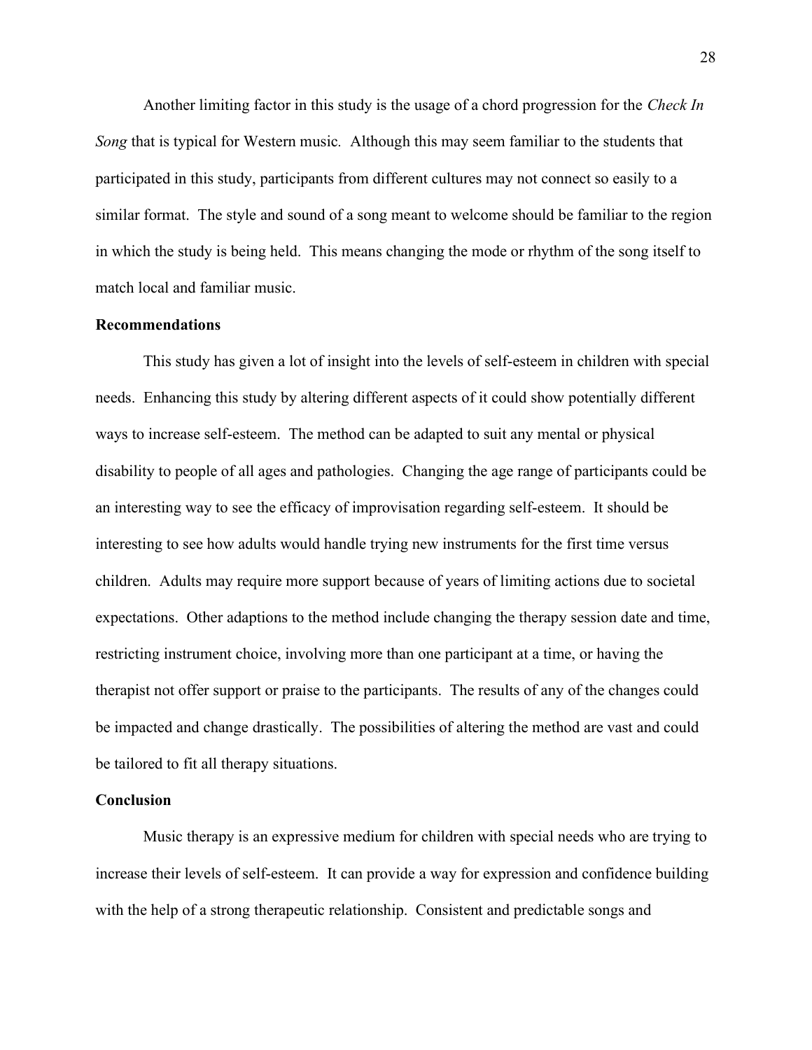Another limiting factor in this study is the usage of a chord progression for the *Check In Song* that is typical for Western music. Although this may seem familiar to the students that participated in this study, participants from different cultures may not connect so easily to a similar format. The style and sound of a song meant to welcome should be familiar to the region in which the study is being held. This means changing the mode or rhythm of the song itself to match local and familiar music.

**Recommendations**

This study has given a lot of insight into the levels of self-esteem in children with special needs. Enhancing this study by altering different aspects of it could show potentially different ways to increase self-esteem. The method can be adapted to suit any mental or physical disability to people of all ages and pathologies. Changing the age range of participants could be an interesting way to see the efficacy of improvisation regarding self-esteem. It should be interesting to see how adults would handle trying new instruments for the first time versus children. Adults may require more support because of years of limiting actions due to societal expectations. Other adaptions to the method include changing the therapy session date and time, restricting instrument choice, involving more than one participant at a time, or having the therapist not offer support or praise to the participants. The results of any of the changes could be impacted and change drastically. The possibilities of altering the method are vast and could be tailored to fit all therapy situations.

**Conclusion**

Music therapy is an expressive medium for children with special needs who are trying to increase their levels of self-esteem. It can provide a way for expression and confidence building with the help of a strong therapeutic relationship. Consistent and predictable songs and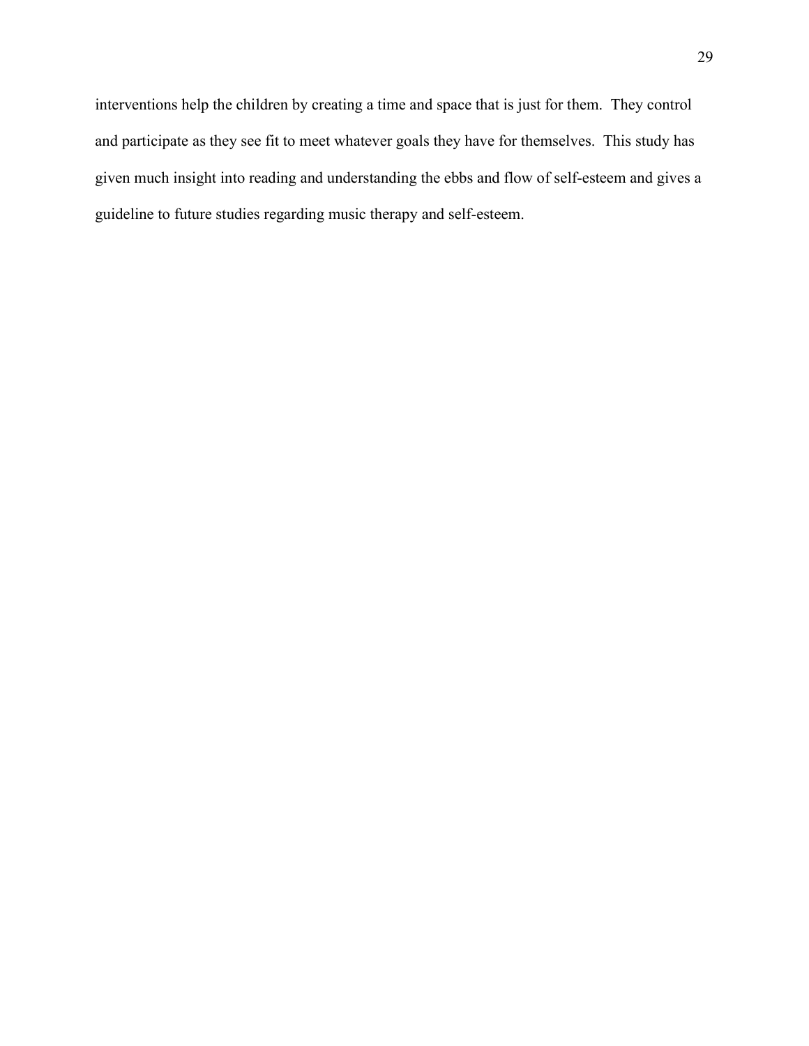interventions help the children by creating a time and space that is just for them. They control and participate as they see fit to meet whatever goals they have for themselves. This study has given much insight into reading and understanding the ebbs and flow of self-esteem and gives a guideline to future studies regarding music therapy and self-esteem.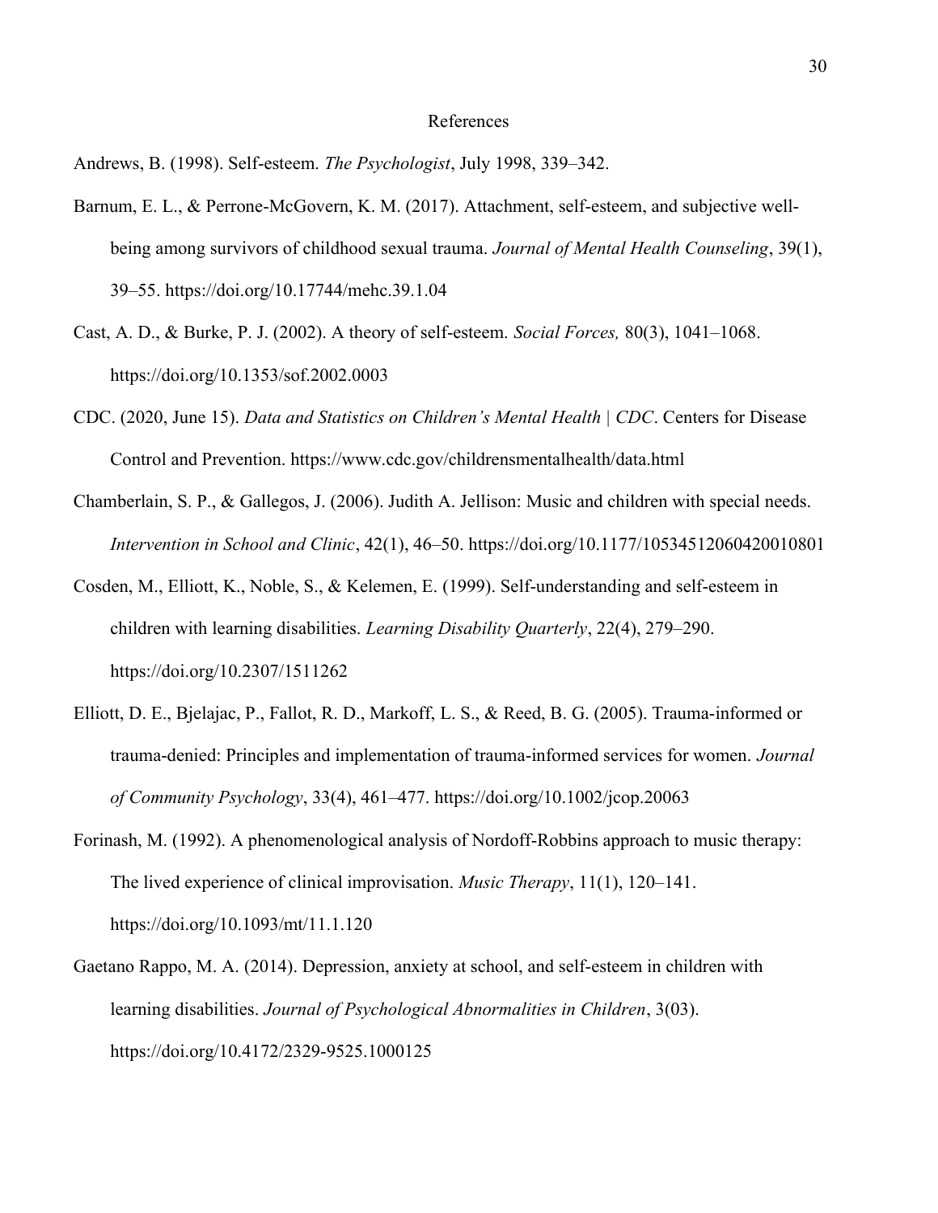# References

Andrews, B. (1998). Self-esteem. *The Psychologist*, July 1998, 339–342.

Barnum, E. L., & Perrone-McGovern, K. M. (2017). Attachment, self-esteem, and subjective well-being among survivors of childhood sexual trauma. *Journal of Mental Health Counseling*, 39(1), 39–55. https://doi.org/10.17744/mehc.39.1.04

Cast, A. D., & Burke, P. J. (2002). A theory of self-esteem. *Social Forces,* 80(3), 1041–1068. https://doi.org/10.1353/sof.2002.0003

CDC. (2020, June 15). *Data and Statistics on Children's Mental Health | CDC*. Centers for Disease Control and Prevention. https://www.cdc.gov/childrensmentalhealth/data.html

Chamberlain, S. P., & Gallegos, J. (2006). Judith A. Jellison: Music and children with special needs. *Intervention in School and Clinic*, 42(1), 46–50. https://doi.org/10.1177/10534512060420010801

Cosden, M., Elliott, K., Noble, S., & Kelemen, E. (1999). Self-understanding and self-esteem in children with learning disabilities. *Learning Disability Quarterly*, 22(4), 279–290. https://doi.org/10.2307/1511262

Elliott, D. E., Bjelajac, P., Fallot, R. D., Markoff, L. S., & Reed, B. G. (2005). Trauma-informed or trauma-denied: Principles and implementation of trauma-informed services for women. *Journal of Community Psychology*, 33(4), 461–477. https://doi.org/10.1002/jcop.20063

Forinash, M. (1992). A phenomenological analysis of Nordoff-Robbins approach to music therapy: The lived experience of clinical improvisation. *Music Therapy*, 11(1), 120–141. https://doi.org/10.1093/mt/11.1.120

Gaetano Rappo, M. A. (2014). Depression, anxiety at school, and self-esteem in children with learning disabilities. *Journal of Psychological Abnormalities in Children*, 3(03). https://doi.org/10.4172/2329-9525.1000125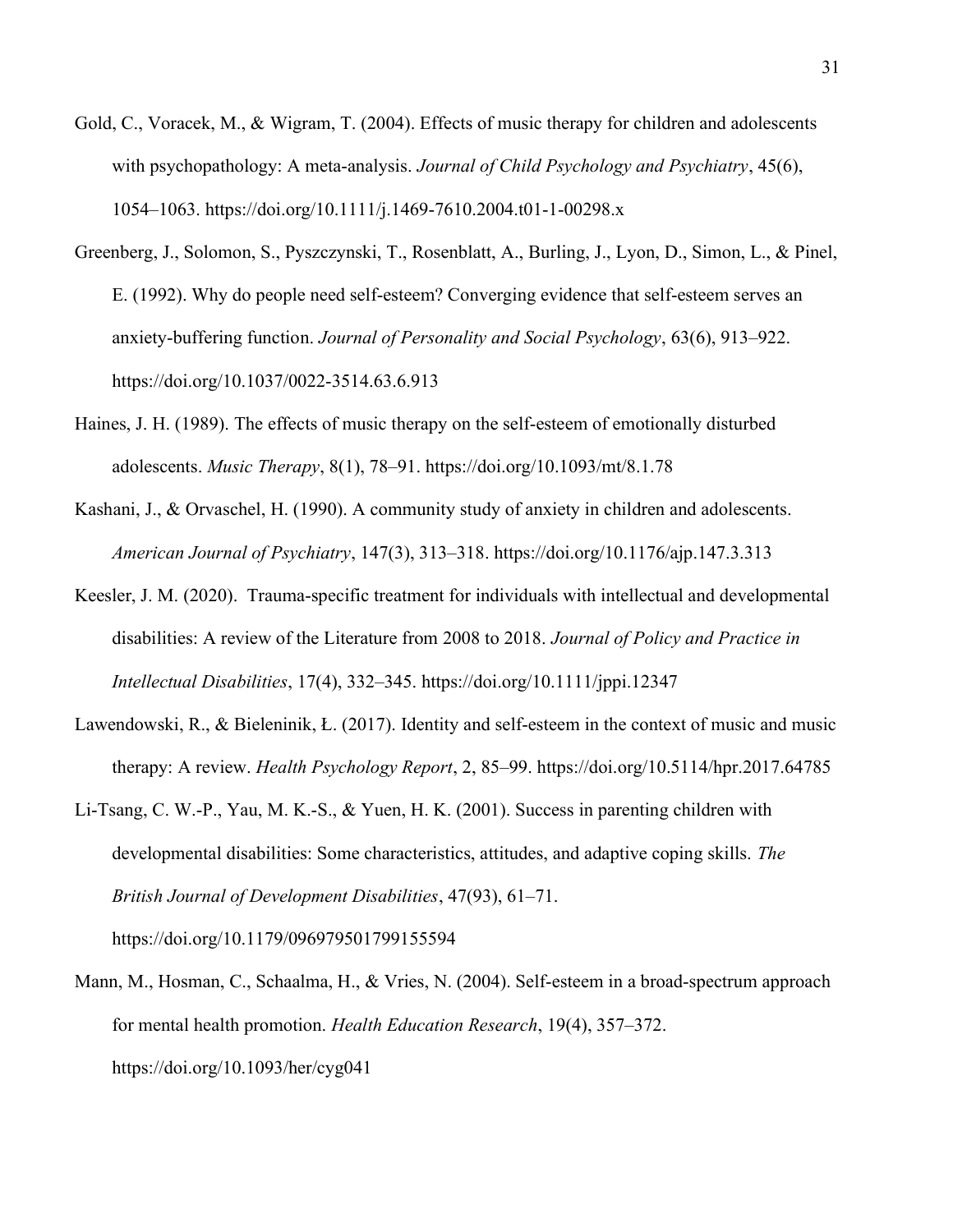Gold, C., Voracek, M., & Wigram, T. (2004). Effects of music therapy for children and adolescents with psychopathology: A meta-analysis. *Journal of Child Psychology and Psychiatry*, 45(6), 1054–1063. https://doi.org/10.1111/j.1469-7610.2004.t01-1-00298.x

Greenberg, J., Solomon, S., Pyszczynski, T., Rosenblatt, A., Burling, J., Lyon, D., Simon, L., & Pinel, E. (1992). Why do people need self-esteem? Converging evidence that self-esteem serves an anxiety-buffering function. *Journal of Personality and Social Psychology*, 63(6), 913–922. https://doi.org/10.1037/0022-3514.63.6.913

Haines, J. H. (1989). The effects of music therapy on the self-esteem of emotionally disturbed adolescents. *Music Therapy*, 8(1), 78–91. https://doi.org/10.1093/mt/8.1.78

Kashani, J., & Orvaschel, H. (1990). A community study of anxiety in children and adolescents. *American Journal of Psychiatry*, 147(3), 313–318. https://doi.org/10.1176/ajp.147.3.313

Keesler, J. M. (2020). Trauma-specific treatment for individuals with intellectual and developmental disabilities: A review of the Literature from 2008 to 2018. *Journal of Policy and Practice in Intellectual Disabilities*, 17(4), 332–345. https://doi.org/10.1111/jppi.12347

Lawendowski, R., & Bieleninik, Ł. (2017). Identity and self-esteem in the context of music and music therapy: A review. *Health Psychology Report*, 2, 85–99. https://doi.org/10.5114/hpr.2017.64785

Li-Tsang, C. W.-P., Yau, M. K.-S., & Yuen, H. K. (2001). Success in parenting children with developmental disabilities: Some characteristics, attitudes, and adaptive coping skills. *The British Journal of Development Disabilities*, 47(93), 61–71. https://doi.org/10.1179/096979501799155594

Mann, M., Hosman, C., Schaalma, H., & Vries, N. (2004). Self-esteem in a broad-spectrum approach for mental health promotion. *Health Education Research*, 19(4), 357–372. https://doi.org/10.1093/her/cyg041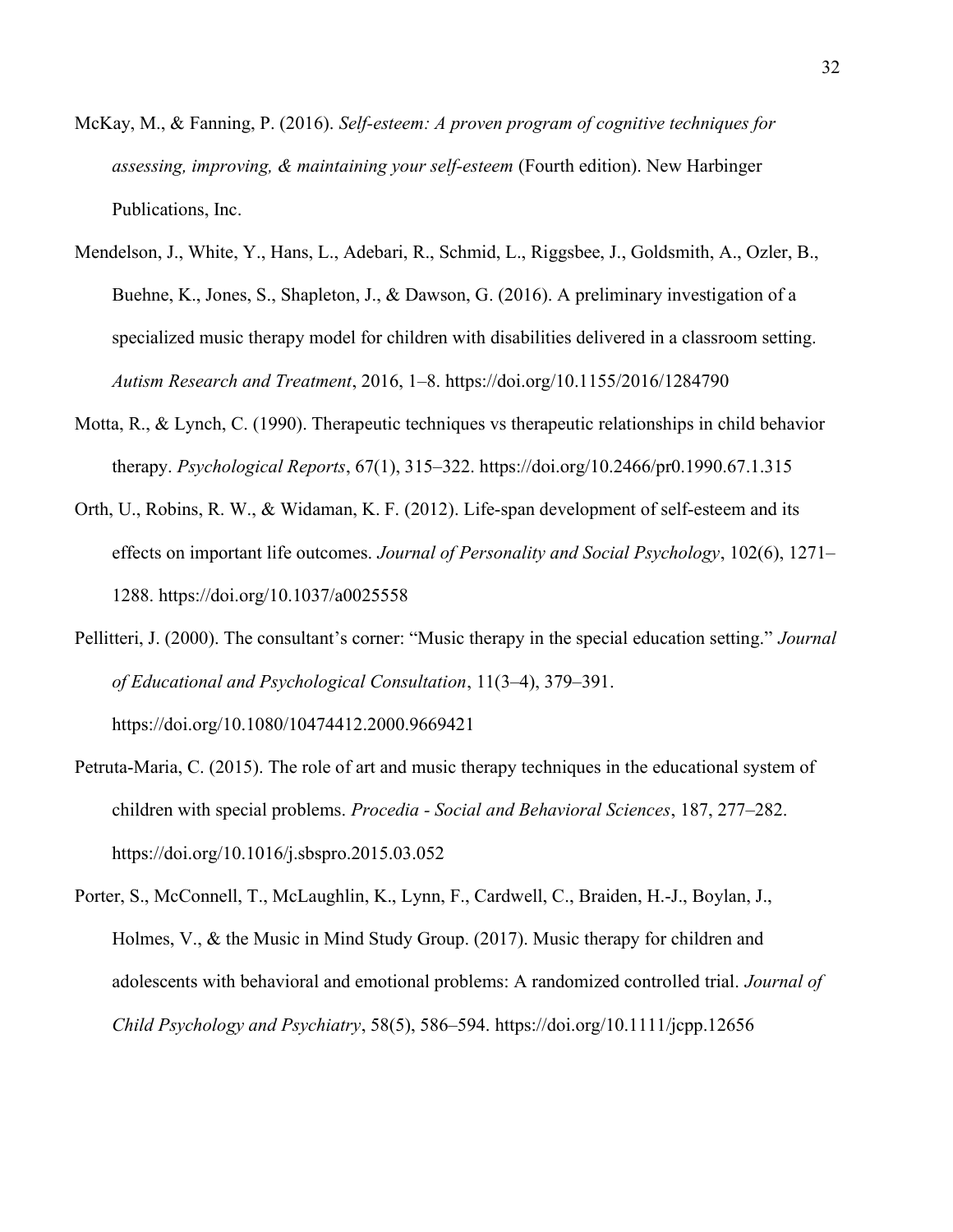McKay, M., & Fanning, P. (2016). *Self-esteem: A proven program of cognitive techniques for assessing, improving, & maintaining your self-esteem* (Fourth edition). New Harbinger Publications, Inc.

Mendelson, J., White, Y., Hans, L., Adebari, R., Schmid, L., Riggsbee, J., Goldsmith, A., Ozler, B., Buehne, K., Jones, S., Shapleton, J., & Dawson, G. (2016). A preliminary investigation of a specialized music therapy model for children with disabilities delivered in a classroom setting. *Autism Research and Treatment*, 2016, 1–8. https://doi.org/10.1155/2016/1284790

Motta, R., & Lynch, C. (1990). Therapeutic techniques vs therapeutic relationships in child behavior therapy. *Psychological Reports*, 67(1), 315–322. https://doi.org/10.2466/pr0.1990.67.1.315

Orth, U., Robins, R. W., & Widaman, K. F. (2012). Life-span development of self-esteem and its effects on important life outcomes. *Journal of Personality and Social Psychology*, 102(6), 1271–1288. https://doi.org/10.1037/a0025558

Pellitteri, J. (2000). The consultant's corner: "Music therapy in the special education setting." *Journal of Educational and Psychological Consultation*, 11(3–4), 379–391. https://doi.org/10.1080/10474412.2000.9669421

Petruta-Maria, C. (2015). The role of art and music therapy techniques in the educational system of children with special problems. *Procedia - Social and Behavioral Sciences*, 187, 277–282. https://doi.org/10.1016/j.sbspro.2015.03.052

Porter, S., McConnell, T., McLaughlin, K., Lynn, F., Cardwell, C., Braiden, H.-J., Boylan, J., Holmes, V., & the Music in Mind Study Group. (2017). Music therapy for children and adolescents with behavioral and emotional problems: A randomized controlled trial. *Journal of Child Psychology and Psychiatry*, 58(5), 586–594. https://doi.org/10.1111/jcpp.12656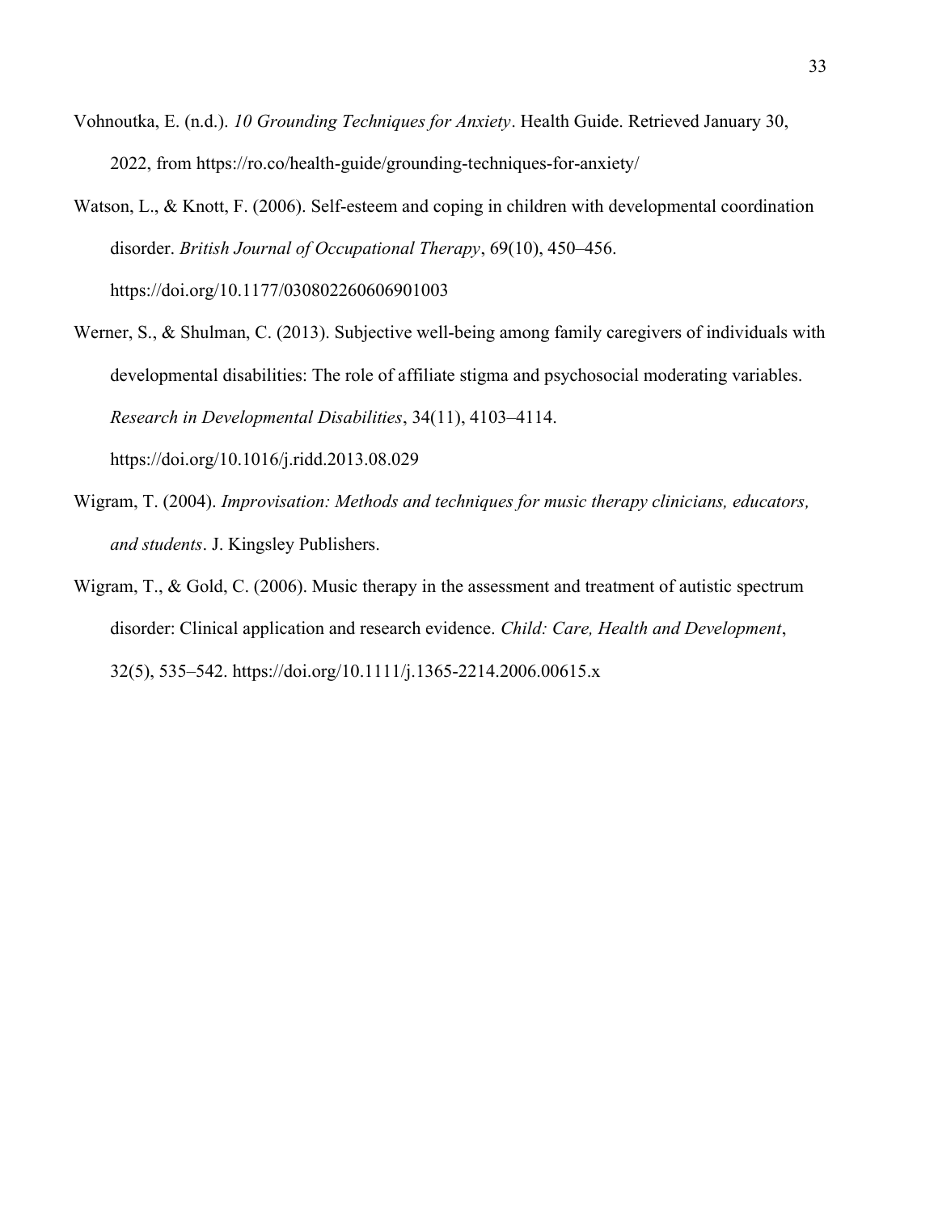Vohnoutka, E. (n.d.). *10 Grounding Techniques for Anxiety*. Health Guide. Retrieved January 30, 2022, from https://ro.co/health-guide/grounding-techniques-for-anxiety/

Watson, L., & Knott, F. (2006). Self-esteem and coping in children with developmental coordination disorder. *British Journal of Occupational Therapy*, 69(10), 450–456. https://doi.org/10.1177/030802260606901003

Werner, S., & Shulman, C. (2013). Subjective well-being among family caregivers of individuals with developmental disabilities: The role of affiliate stigma and psychosocial moderating variables. *Research in Developmental Disabilities*, 34(11), 4103–4114. https://doi.org/10.1016/j.ridd.2013.08.029

Wigram, T. (2004). *Improvisation: Methods and techniques for music therapy clinicians, educators, and students*. J. Kingsley Publishers.

Wigram, T., & Gold, C. (2006). Music therapy in the assessment and treatment of autistic spectrum disorder: Clinical application and research evidence. *Child: Care, Health and Development*, 32(5), 535–542. https://doi.org/10.1111/j.1365-2214.2006.00615.x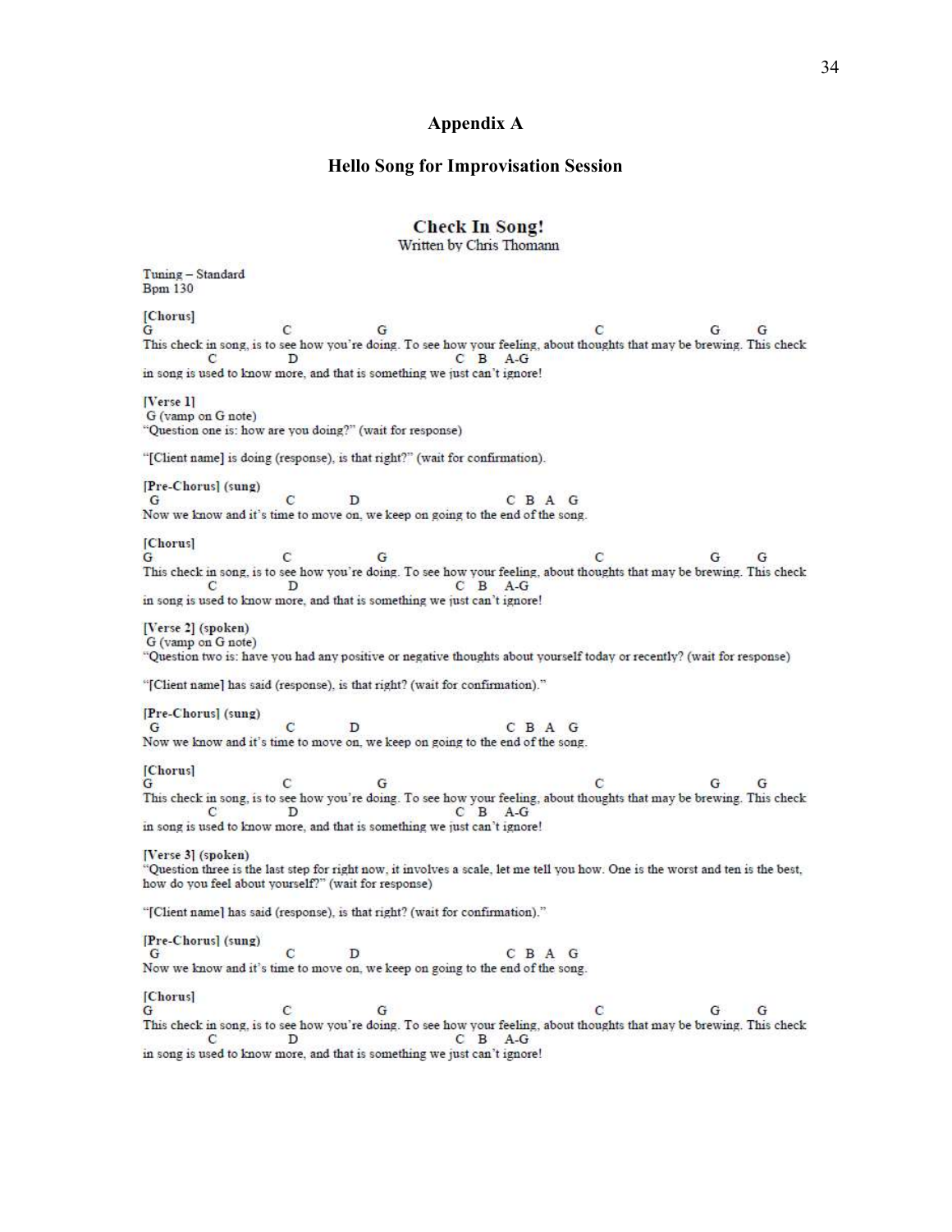## Appendix A

### Hello Song for Improvisation Session

**Check In Song!**
Written by Chris Thomann

Tuning – Standard
Bpm 130

[Chorus]

```
G                          C                G                                            C                     G      G
This check in song, is to see how you're doing. To see how your feeling, about thoughts that may be brewing. This check
          C               D                                    C  B  A-G
in song is used to know more, and that is something we just can't ignore!
```

[Verse 1]
G (vamp on G note)
"Question one is: how are you doing?" (wait for response)

"[Client name] is doing (response), is that right?" (wait for confirmation).

[Pre-Chorus] (sung)

```
 G                          C          D                              C  B  A  G
Now we know and it's time to move on, we keep on going to the end of the song.
```

[Chorus]

```
G                          C                G                                            C                     G      G
This check in song, is to see how you're doing. To see how your feeling, about thoughts that may be brewing. This check
          C               D                                    C  B  A-G
in song is used to know more, and that is something we just can't ignore!
```

[Verse 2] (spoken)
G (vamp on G note)
"Question two is: have you had any positive or negative thoughts about yourself today or recently? (wait for response)

"[Client name] has said (response), is that right? (wait for confirmation)."

[Pre-Chorus] (sung)

```
 G                          C          D                              C  B  A  G
Now we know and it's time to move on, we keep on going to the end of the song.
```

[Chorus]

```
G                          C                G                                            C                     G      G
This check in song, is to see how you're doing. To see how your feeling, about thoughts that may be brewing. This check
          C               D                                    C  B  A-G
in song is used to know more, and that is something we just can't ignore!
```

[Verse 3] (spoken)
"Question three is the last step for right now, it involves a scale, let me tell you how. One is the worst and ten is the best, how do you feel about yourself?" (wait for response)

"[Client name] has said (response), is that right? (wait for confirmation)."

[Pre-Chorus] (sung)

```
 G                          C          D                              C  B  A  G
Now we know and it's time to move on, we keep on going to the end of the song.
```

[Chorus]

```
G                          C                G                                            C                     G      G
This check in song, is to see how you're doing. To see how your feeling, about thoughts that may be brewing. This check
          C               D                                    C  B  A-G
in song is used to know more, and that is something we just can't ignore!
```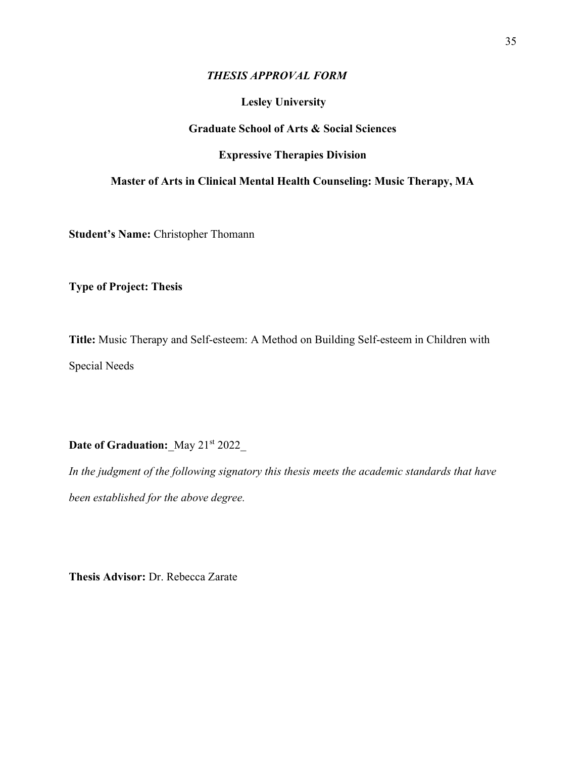# *THESIS APPROVAL FORM*

**Lesley University**

**Graduate School of Arts & Social Sciences**

**Expressive Therapies Division**

**Master of Arts in Clinical Mental Health Counseling: Music Therapy, MA**

**Student's Name:** Christopher Thomann

**Type of Project: Thesis**

**Title:** Music Therapy and Self-esteem: A Method on Building Self-esteem in Children with Special Needs

**Date of Graduation:**_May 21st 2022_

*In the judgment of the following signatory this thesis meets the academic standards that have been established for the above degree.*

**Thesis Advisor:** Dr. Rebecca Zarate